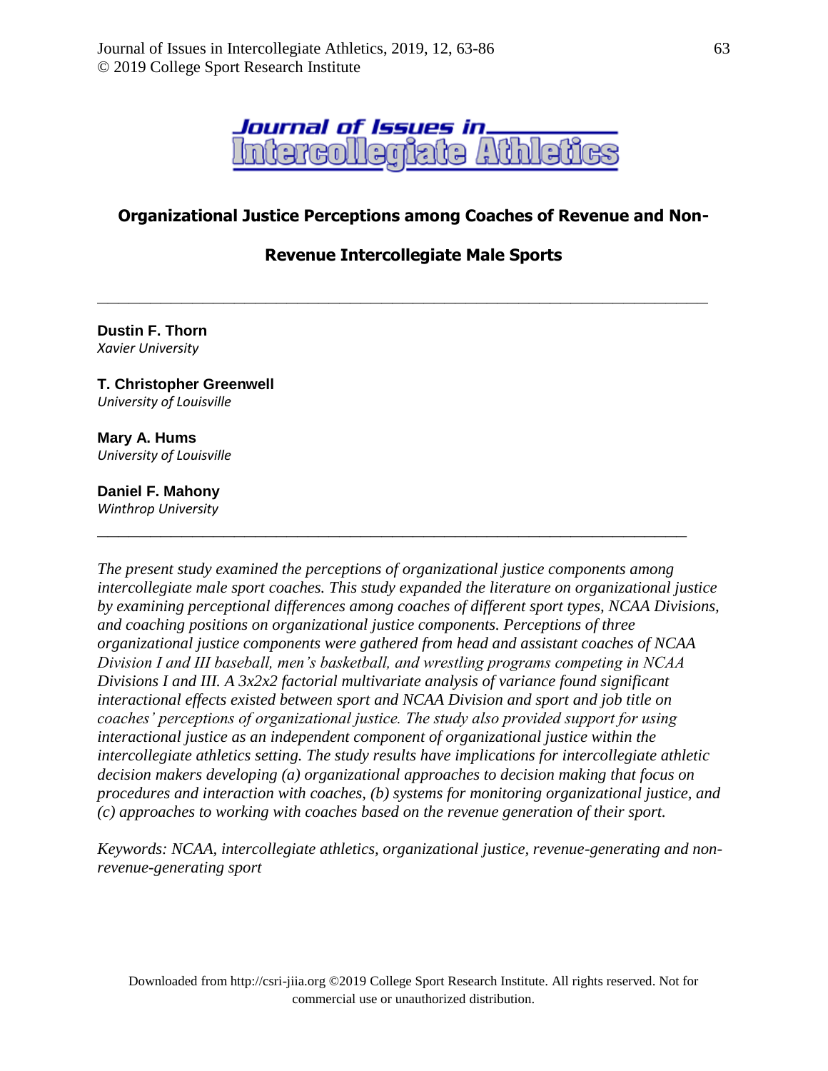# Organizational Justice Perceptions among Coaches of Revenue and Non-Revenue Intercollegiate Male Sports

---

**Dustin F. Thorn**
*Xavier University*

**T. Christopher Greenwell**
*University of Louisville*

**Mary A. Hums**
*University of Louisville*

**Daniel F. Mahony**
*Winthrop University*

---

*The present study examined the perceptions of organizational justice components among intercollegiate male sport coaches. This study expanded the literature on organizational justice by examining perceptional differences among coaches of different sport types, NCAA Divisions, and coaching positions on organizational justice components. Perceptions of three organizational justice components were gathered from head and assistant coaches of NCAA Division I and III baseball, men's basketball, and wrestling programs competing in NCAA Divisions I and III. A 3x2x2 factorial multivariate analysis of variance found significant interactional effects existed between sport and NCAA Division and sport and job title on coaches' perceptions of organizational justice. The study also provided support for using interactional justice as an independent component of organizational justice within the intercollegiate athletics setting. The study results have implications for intercollegiate athletic decision makers developing (a) organizational approaches to decision making that focus on procedures and interaction with coaches, (b) systems for monitoring organizational justice, and (c) approaches to working with coaches based on the revenue generation of their sport.*

*Keywords: NCAA, intercollegiate athletics, organizational justice, revenue-generating and non-revenue-generating sport*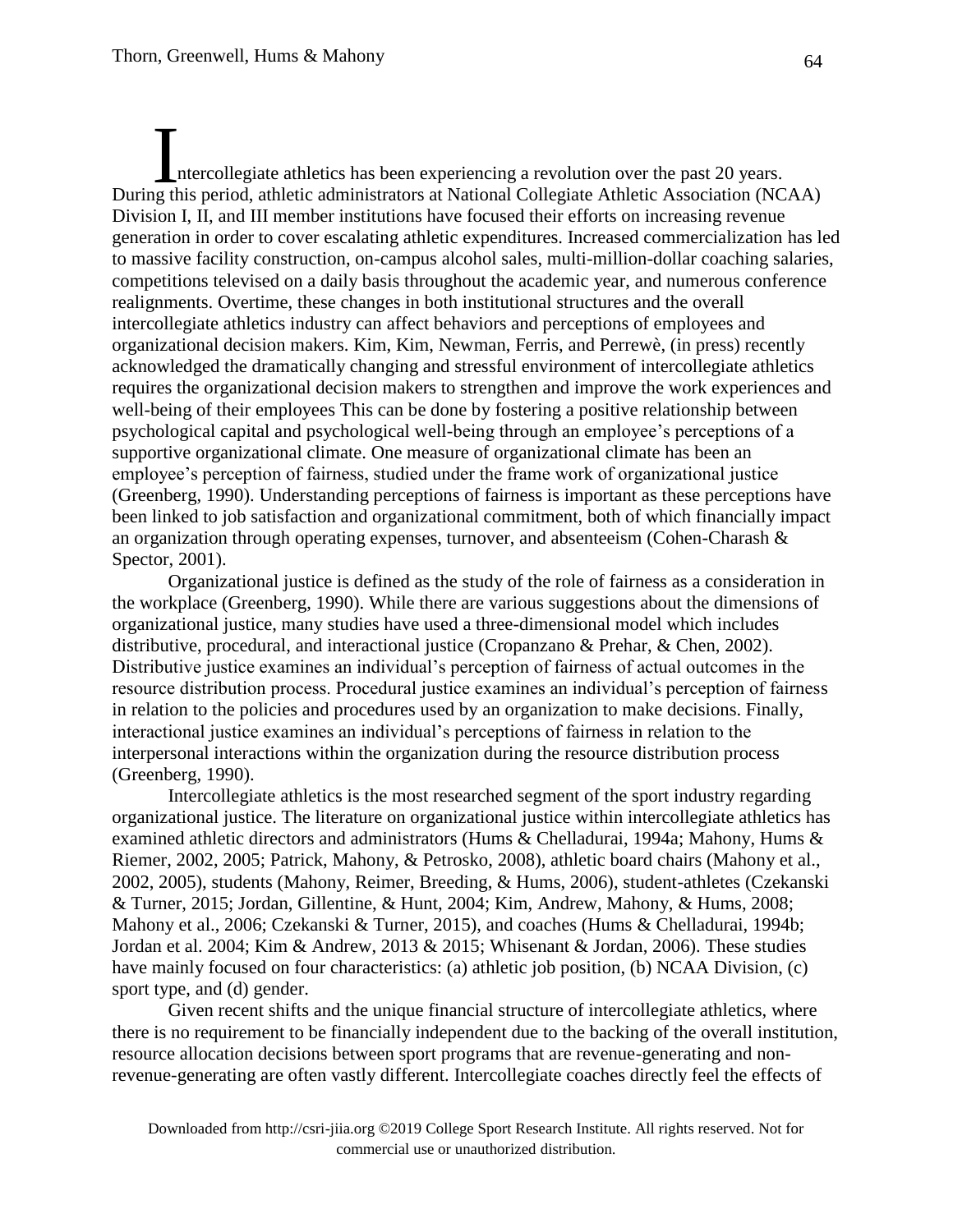Intercollegiate athletics has been experiencing a revolution over the past 20 years. During this period, athletic administrators at National Collegiate Athletic Association (NCAA) Division I, II, and III member institutions have focused their efforts on increasing revenue generation in order to cover escalating athletic expenditures. Increased commercialization has led to massive facility construction, on-campus alcohol sales, multi-million-dollar coaching salaries, competitions televised on a daily basis throughout the academic year, and numerous conference realignments. Overtime, these changes in both institutional structures and the overall intercollegiate athletics industry can affect behaviors and perceptions of employees and organizational decision makers. Kim, Kim, Newman, Ferris, and Perrewè, (in press) recently acknowledged the dramatically changing and stressful environment of intercollegiate athletics requires the organizational decision makers to strengthen and improve the work experiences and well-being of their employees This can be done by fostering a positive relationship between psychological capital and psychological well-being through an employee's perceptions of a supportive organizational climate. One measure of organizational climate has been an employee's perception of fairness, studied under the frame work of organizational justice (Greenberg, 1990). Understanding perceptions of fairness is important as these perceptions have been linked to job satisfaction and organizational commitment, both of which financially impact an organization through operating expenses, turnover, and absenteeism (Cohen-Charash & Spector, 2001).

Organizational justice is defined as the study of the role of fairness as a consideration in the workplace (Greenberg, 1990). While there are various suggestions about the dimensions of organizational justice, many studies have used a three-dimensional model which includes distributive, procedural, and interactional justice (Cropanzano & Prehar, & Chen, 2002). Distributive justice examines an individual's perception of fairness of actual outcomes in the resource distribution process. Procedural justice examines an individual's perception of fairness in relation to the policies and procedures used by an organization to make decisions. Finally, interactional justice examines an individual's perceptions of fairness in relation to the interpersonal interactions within the organization during the resource distribution process (Greenberg, 1990).

Intercollegiate athletics is the most researched segment of the sport industry regarding organizational justice. The literature on organizational justice within intercollegiate athletics has examined athletic directors and administrators (Hums & Chelladurai, 1994a; Mahony, Hums & Riemer, 2002, 2005; Patrick, Mahony, & Petrosko, 2008), athletic board chairs (Mahony et al., 2002, 2005), students (Mahony, Reimer, Breeding, & Hums, 2006), student-athletes (Czekanski & Turner, 2015; Jordan, Gillentine, & Hunt, 2004; Kim, Andrew, Mahony, & Hums, 2008; Mahony et al., 2006; Czekanski & Turner, 2015), and coaches (Hums & Chelladurai, 1994b; Jordan et al. 2004; Kim & Andrew, 2013 & 2015; Whisenant & Jordan, 2006). These studies have mainly focused on four characteristics: (a) athletic job position, (b) NCAA Division, (c) sport type, and (d) gender.

Given recent shifts and the unique financial structure of intercollegiate athletics, where there is no requirement to be financially independent due to the backing of the overall institution, resource allocation decisions between sport programs that are revenue-generating and non-revenue-generating are often vastly different. Intercollegiate coaches directly feel the effects of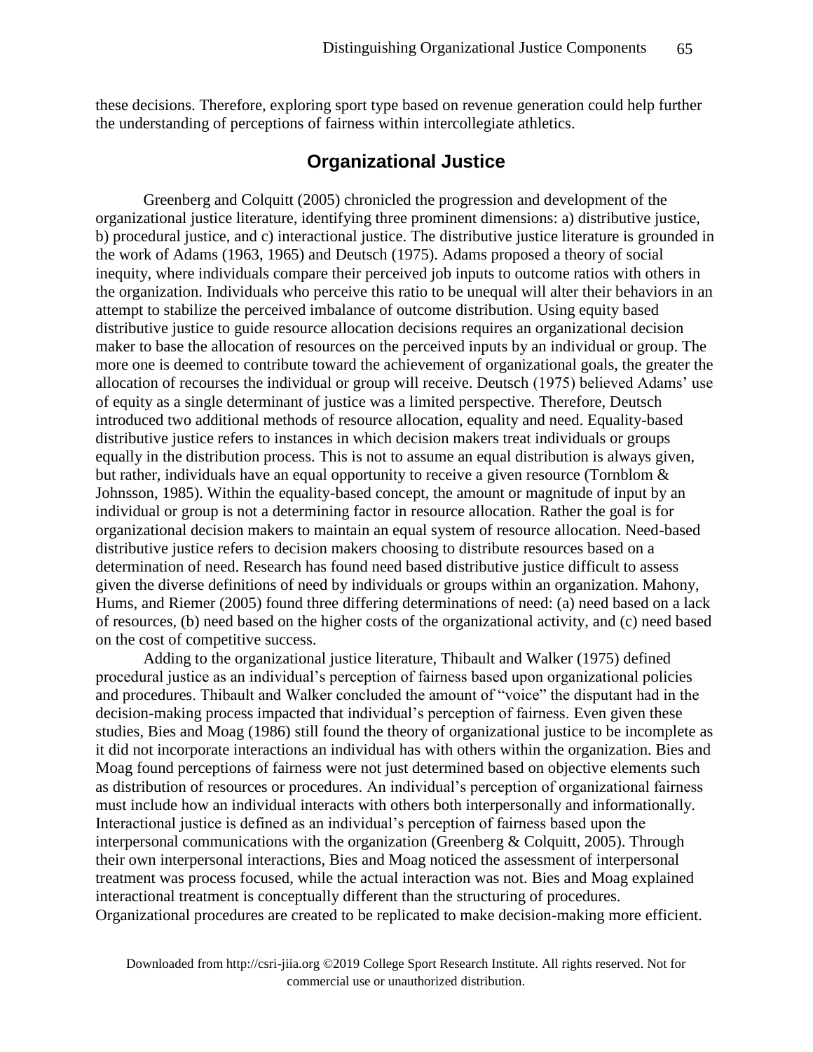these decisions. Therefore, exploring sport type based on revenue generation could help further the understanding of perceptions of fairness within intercollegiate athletics.

## Organizational Justice

Greenberg and Colquitt (2005) chronicled the progression and development of the organizational justice literature, identifying three prominent dimensions: a) distributive justice, b) procedural justice, and c) interactional justice. The distributive justice literature is grounded in the work of Adams (1963, 1965) and Deutsch (1975). Adams proposed a theory of social inequity, where individuals compare their perceived job inputs to outcome ratios with others in the organization. Individuals who perceive this ratio to be unequal will alter their behaviors in an attempt to stabilize the perceived imbalance of outcome distribution. Using equity based distributive justice to guide resource allocation decisions requires an organizational decision maker to base the allocation of resources on the perceived inputs by an individual or group. The more one is deemed to contribute toward the achievement of organizational goals, the greater the allocation of recourses the individual or group will receive. Deutsch (1975) believed Adams' use of equity as a single determinant of justice was a limited perspective. Therefore, Deutsch introduced two additional methods of resource allocation, equality and need. Equality-based distributive justice refers to instances in which decision makers treat individuals or groups equally in the distribution process. This is not to assume an equal distribution is always given, but rather, individuals have an equal opportunity to receive a given resource (Tornblom & Johnsson, 1985). Within the equality-based concept, the amount or magnitude of input by an individual or group is not a determining factor in resource allocation. Rather the goal is for organizational decision makers to maintain an equal system of resource allocation. Need-based distributive justice refers to decision makers choosing to distribute resources based on a determination of need. Research has found need based distributive justice difficult to assess given the diverse definitions of need by individuals or groups within an organization. Mahony, Hums, and Riemer (2005) found three differing determinations of need: (a) need based on a lack of resources, (b) need based on the higher costs of the organizational activity, and (c) need based on the cost of competitive success.

Adding to the organizational justice literature, Thibault and Walker (1975) defined procedural justice as an individual's perception of fairness based upon organizational policies and procedures. Thibault and Walker concluded the amount of "voice" the disputant had in the decision-making process impacted that individual's perception of fairness. Even given these studies, Bies and Moag (1986) still found the theory of organizational justice to be incomplete as it did not incorporate interactions an individual has with others within the organization. Bies and Moag found perceptions of fairness were not just determined based on objective elements such as distribution of resources or procedures. An individual's perception of organizational fairness must include how an individual interacts with others both interpersonally and informationally. Interactional justice is defined as an individual's perception of fairness based upon the interpersonal communications with the organization (Greenberg & Colquitt, 2005). Through their own interpersonal interactions, Bies and Moag noticed the assessment of interpersonal treatment was process focused, while the actual interaction was not. Bies and Moag explained interactional treatment is conceptually different than the structuring of procedures. Organizational procedures are created to be replicated to make decision-making more efficient.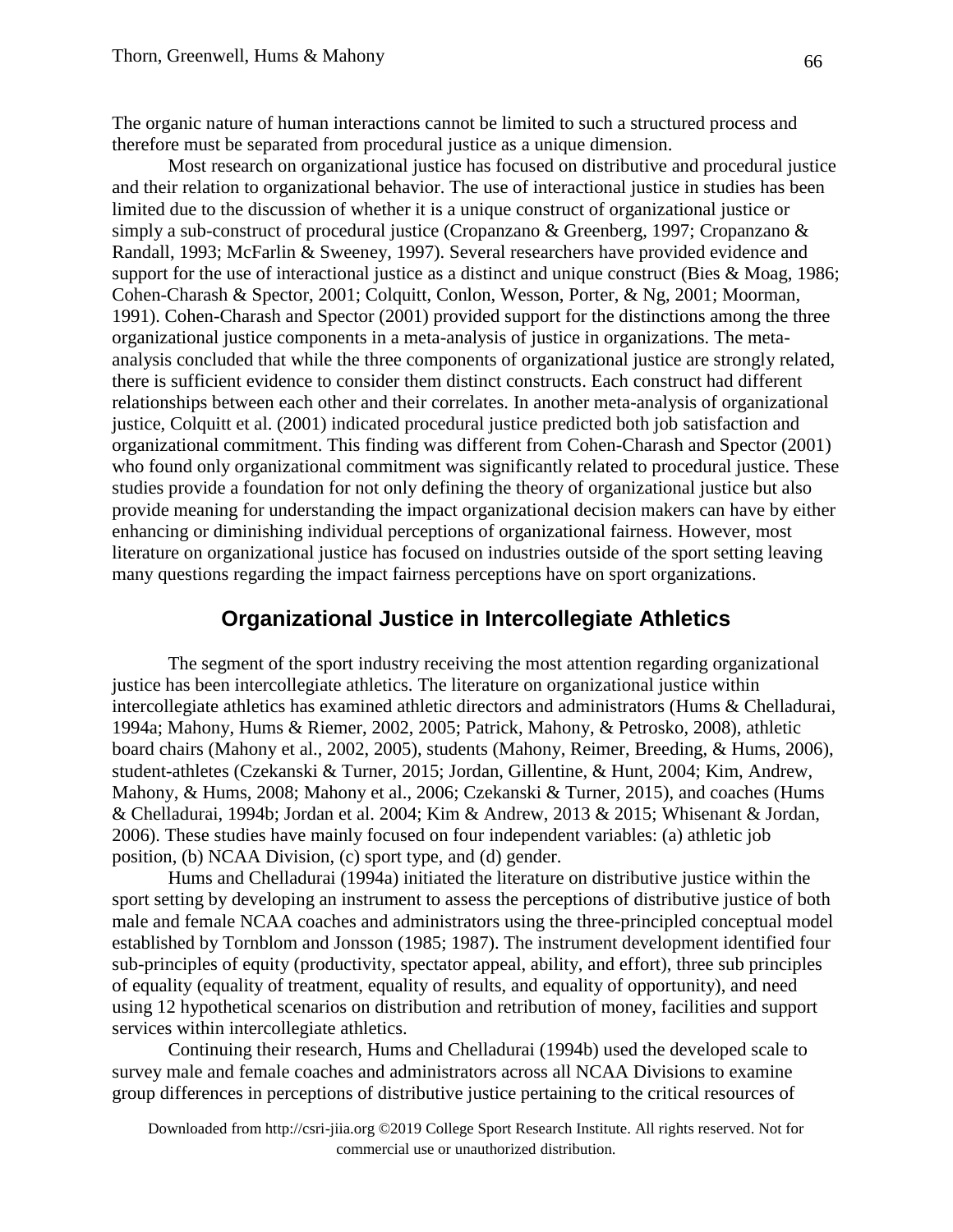The organic nature of human interactions cannot be limited to such a structured process and therefore must be separated from procedural justice as a unique dimension.

Most research on organizational justice has focused on distributive and procedural justice and their relation to organizational behavior. The use of interactional justice in studies has been limited due to the discussion of whether it is a unique construct of organizational justice or simply a sub-construct of procedural justice (Cropanzano & Greenberg, 1997; Cropanzano & Randall, 1993; McFarlin & Sweeney, 1997). Several researchers have provided evidence and support for the use of interactional justice as a distinct and unique construct (Bies & Moag, 1986; Cohen-Charash & Spector, 2001; Colquitt, Conlon, Wesson, Porter, & Ng, 2001; Moorman, 1991). Cohen-Charash and Spector (2001) provided support for the distinctions among the three organizational justice components in a meta-analysis of justice in organizations. The meta-analysis concluded that while the three components of organizational justice are strongly related, there is sufficient evidence to consider them distinct constructs. Each construct had different relationships between each other and their correlates. In another meta-analysis of organizational justice, Colquitt et al. (2001) indicated procedural justice predicted both job satisfaction and organizational commitment. This finding was different from Cohen-Charash and Spector (2001) who found only organizational commitment was significantly related to procedural justice. These studies provide a foundation for not only defining the theory of organizational justice but also provide meaning for understanding the impact organizational decision makers can have by either enhancing or diminishing individual perceptions of organizational fairness. However, most literature on organizational justice has focused on industries outside of the sport setting leaving many questions regarding the impact fairness perceptions have on sport organizations.

## Organizational Justice in Intercollegiate Athletics

The segment of the sport industry receiving the most attention regarding organizational justice has been intercollegiate athletics. The literature on organizational justice within intercollegiate athletics has examined athletic directors and administrators (Hums & Chelladurai, 1994a; Mahony, Hums & Riemer, 2002, 2005; Patrick, Mahony, & Petrosko, 2008), athletic board chairs (Mahony et al., 2002, 2005), students (Mahony, Reimer, Breeding, & Hums, 2006), student-athletes (Czekanski & Turner, 2015; Jordan, Gillentine, & Hunt, 2004; Kim, Andrew, Mahony, & Hums, 2008; Mahony et al., 2006; Czekanski & Turner, 2015), and coaches (Hums & Chelladurai, 1994b; Jordan et al. 2004; Kim & Andrew, 2013 & 2015; Whisenant & Jordan, 2006). These studies have mainly focused on four independent variables: (a) athletic job position, (b) NCAA Division, (c) sport type, and (d) gender.

Hums and Chelladurai (1994a) initiated the literature on distributive justice within the sport setting by developing an instrument to assess the perceptions of distributive justice of both male and female NCAA coaches and administrators using the three-principled conceptual model established by Tornblom and Jonsson (1985; 1987). The instrument development identified four sub-principles of equity (productivity, spectator appeal, ability, and effort), three sub principles of equality (equality of treatment, equality of results, and equality of opportunity), and need using 12 hypothetical scenarios on distribution and retribution of money, facilities and support services within intercollegiate athletics.

Continuing their research, Hums and Chelladurai (1994b) used the developed scale to survey male and female coaches and administrators across all NCAA Divisions to examine group differences in perceptions of distributive justice pertaining to the critical resources of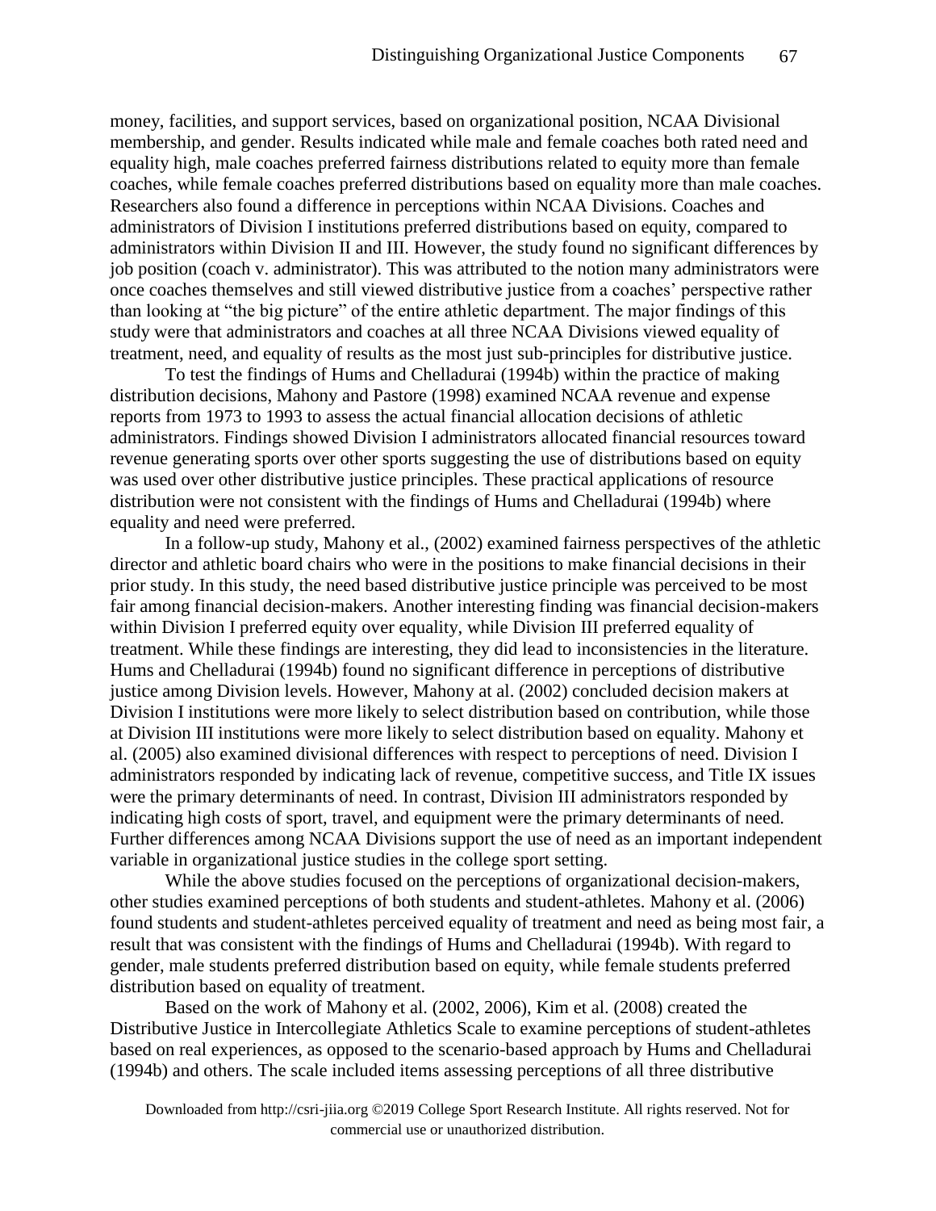money, facilities, and support services, based on organizational position, NCAA Divisional membership, and gender. Results indicated while male and female coaches both rated need and equality high, male coaches preferred fairness distributions related to equity more than female coaches, while female coaches preferred distributions based on equality more than male coaches. Researchers also found a difference in perceptions within NCAA Divisions. Coaches and administrators of Division I institutions preferred distributions based on equity, compared to administrators within Division II and III. However, the study found no significant differences by job position (coach v. administrator). This was attributed to the notion many administrators were once coaches themselves and still viewed distributive justice from a coaches' perspective rather than looking at "the big picture" of the entire athletic department. The major findings of this study were that administrators and coaches at all three NCAA Divisions viewed equality of treatment, need, and equality of results as the most just sub-principles for distributive justice.

To test the findings of Hums and Chelladurai (1994b) within the practice of making distribution decisions, Mahony and Pastore (1998) examined NCAA revenue and expense reports from 1973 to 1993 to assess the actual financial allocation decisions of athletic administrators. Findings showed Division I administrators allocated financial resources toward revenue generating sports over other sports suggesting the use of distributions based on equity was used over other distributive justice principles. These practical applications of resource distribution were not consistent with the findings of Hums and Chelladurai (1994b) where equality and need were preferred.

In a follow-up study, Mahony et al., (2002) examined fairness perspectives of the athletic director and athletic board chairs who were in the positions to make financial decisions in their prior study. In this study, the need based distributive justice principle was perceived to be most fair among financial decision-makers. Another interesting finding was financial decision-makers within Division I preferred equity over equality, while Division III preferred equality of treatment. While these findings are interesting, they did lead to inconsistencies in the literature. Hums and Chelladurai (1994b) found no significant difference in perceptions of distributive justice among Division levels. However, Mahony at al. (2002) concluded decision makers at Division I institutions were more likely to select distribution based on contribution, while those at Division III institutions were more likely to select distribution based on equality. Mahony et al. (2005) also examined divisional differences with respect to perceptions of need. Division I administrators responded by indicating lack of revenue, competitive success, and Title IX issues were the primary determinants of need. In contrast, Division III administrators responded by indicating high costs of sport, travel, and equipment were the primary determinants of need. Further differences among NCAA Divisions support the use of need as an important independent variable in organizational justice studies in the college sport setting.

While the above studies focused on the perceptions of organizational decision-makers, other studies examined perceptions of both students and student-athletes. Mahony et al. (2006) found students and student-athletes perceived equality of treatment and need as being most fair, a result that was consistent with the findings of Hums and Chelladurai (1994b). With regard to gender, male students preferred distribution based on equity, while female students preferred distribution based on equality of treatment.

Based on the work of Mahony et al. (2002, 2006), Kim et al. (2008) created the Distributive Justice in Intercollegiate Athletics Scale to examine perceptions of student-athletes based on real experiences, as opposed to the scenario-based approach by Hums and Chelladurai (1994b) and others. The scale included items assessing perceptions of all three distributive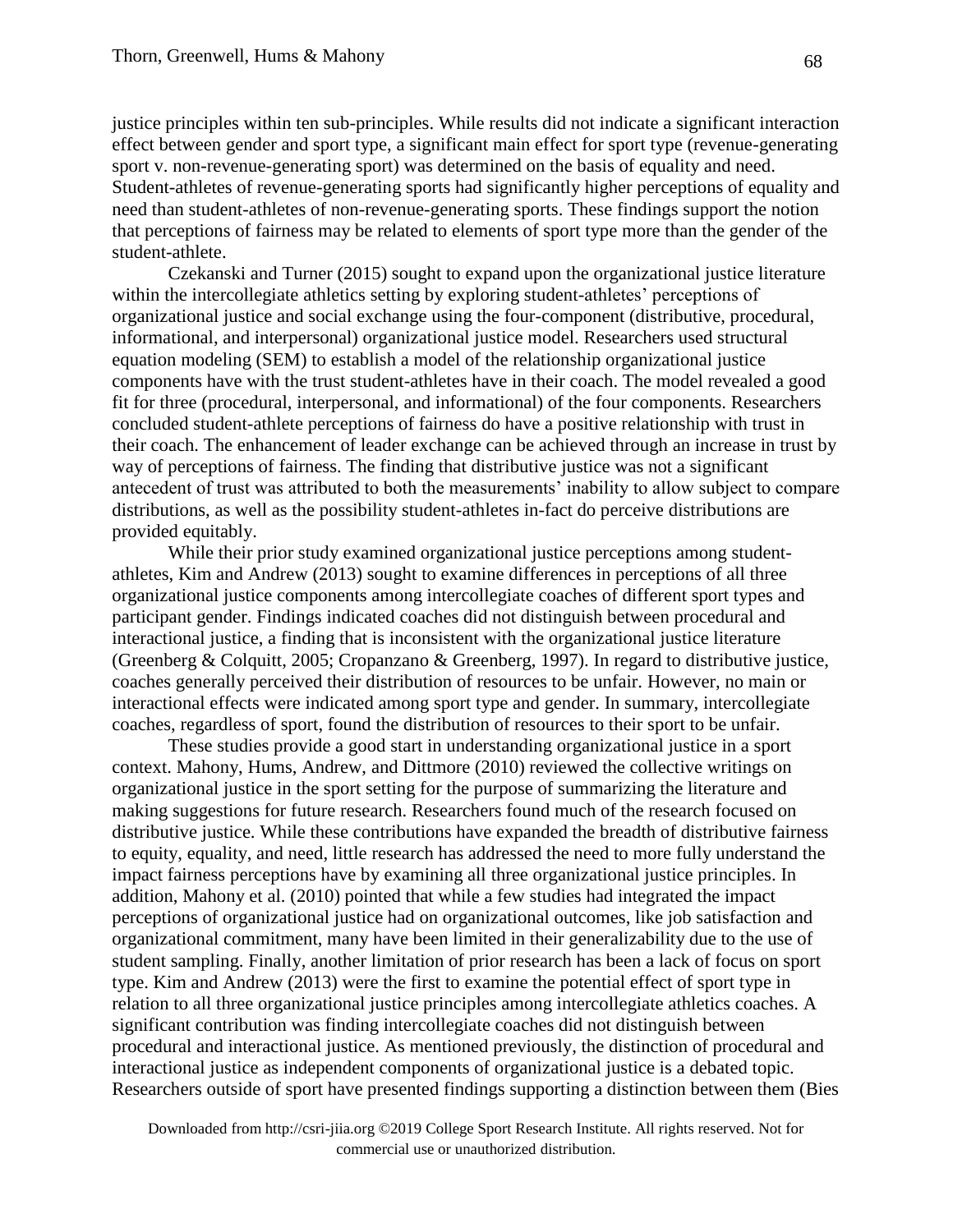justice principles within ten sub-principles. While results did not indicate a significant interaction effect between gender and sport type, a significant main effect for sport type (revenue-generating sport v. non-revenue-generating sport) was determined on the basis of equality and need. Student-athletes of revenue-generating sports had significantly higher perceptions of equality and need than student-athletes of non-revenue-generating sports. These findings support the notion that perceptions of fairness may be related to elements of sport type more than the gender of the student-athlete.

Czekanski and Turner (2015) sought to expand upon the organizational justice literature within the intercollegiate athletics setting by exploring student-athletes' perceptions of organizational justice and social exchange using the four-component (distributive, procedural, informational, and interpersonal) organizational justice model. Researchers used structural equation modeling (SEM) to establish a model of the relationship organizational justice components have with the trust student-athletes have in their coach. The model revealed a good fit for three (procedural, interpersonal, and informational) of the four components. Researchers concluded student-athlete perceptions of fairness do have a positive relationship with trust in their coach. The enhancement of leader exchange can be achieved through an increase in trust by way of perceptions of fairness. The finding that distributive justice was not a significant antecedent of trust was attributed to both the measurements' inability to allow subject to compare distributions, as well as the possibility student-athletes in-fact do perceive distributions are provided equitably.

While their prior study examined organizational justice perceptions among student-athletes, Kim and Andrew (2013) sought to examine differences in perceptions of all three organizational justice components among intercollegiate coaches of different sport types and participant gender. Findings indicated coaches did not distinguish between procedural and interactional justice, a finding that is inconsistent with the organizational justice literature (Greenberg & Colquitt, 2005; Cropanzano & Greenberg, 1997). In regard to distributive justice, coaches generally perceived their distribution of resources to be unfair. However, no main or interactional effects were indicated among sport type and gender. In summary, intercollegiate coaches, regardless of sport, found the distribution of resources to their sport to be unfair.

These studies provide a good start in understanding organizational justice in a sport context. Mahony, Hums, Andrew, and Dittmore (2010) reviewed the collective writings on organizational justice in the sport setting for the purpose of summarizing the literature and making suggestions for future research. Researchers found much of the research focused on distributive justice. While these contributions have expanded the breadth of distributive fairness to equity, equality, and need, little research has addressed the need to more fully understand the impact fairness perceptions have by examining all three organizational justice principles. In addition, Mahony et al. (2010) pointed that while a few studies had integrated the impact perceptions of organizational justice had on organizational outcomes, like job satisfaction and organizational commitment, many have been limited in their generalizability due to the use of student sampling. Finally, another limitation of prior research has been a lack of focus on sport type. Kim and Andrew (2013) were the first to examine the potential effect of sport type in relation to all three organizational justice principles among intercollegiate athletics coaches. A significant contribution was finding intercollegiate coaches did not distinguish between procedural and interactional justice. As mentioned previously, the distinction of procedural and interactional justice as independent components of organizational justice is a debated topic. Researchers outside of sport have presented findings supporting a distinction between them (Bies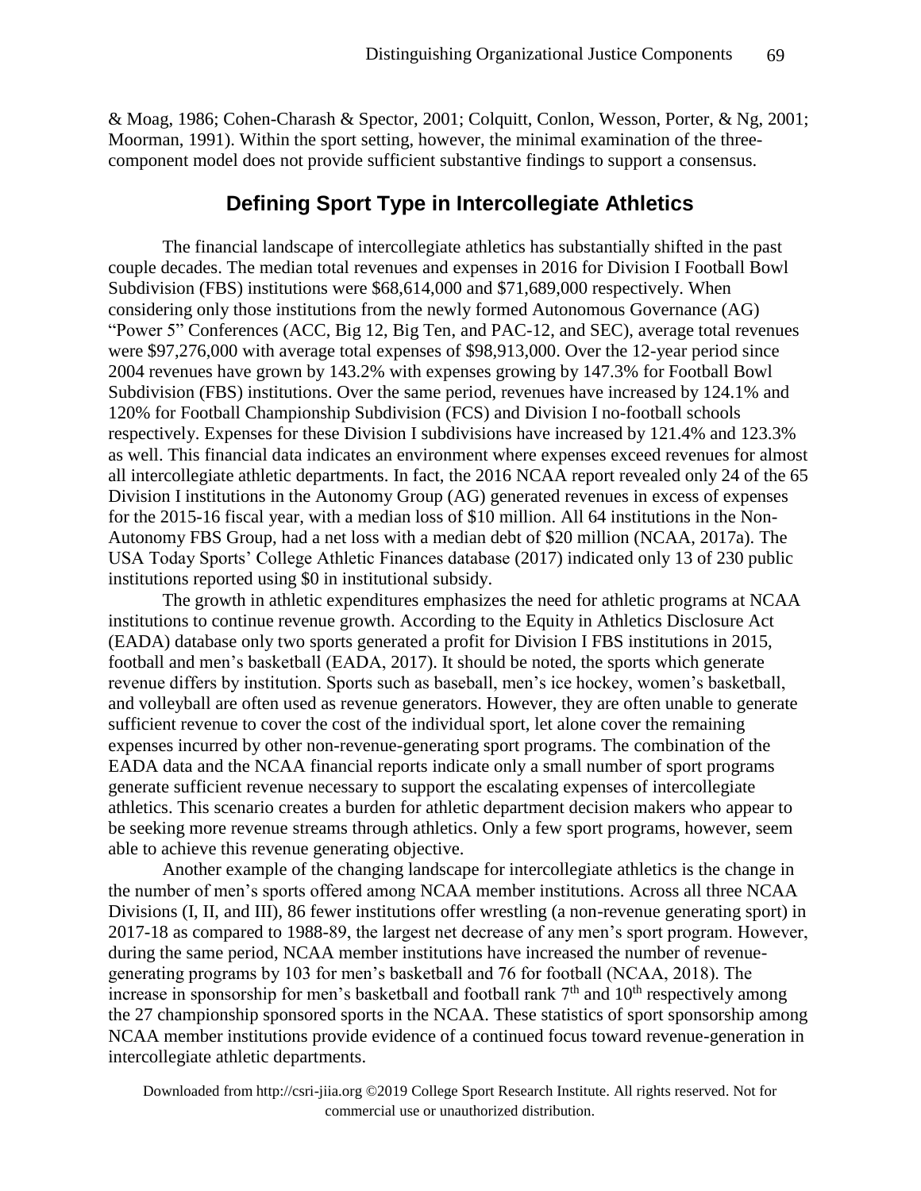& Moag, 1986; Cohen-Charash & Spector, 2001; Colquitt, Conlon, Wesson, Porter, & Ng, 2001; Moorman, 1991). Within the sport setting, however, the minimal examination of the three-component model does not provide sufficient substantive findings to support a consensus.

## Defining Sport Type in Intercollegiate Athletics

The financial landscape of intercollegiate athletics has substantially shifted in the past couple decades. The median total revenues and expenses in 2016 for Division I Football Bowl Subdivision (FBS) institutions were $68,614,000 and $71,689,000 respectively. When considering only those institutions from the newly formed Autonomous Governance (AG) "Power 5" Conferences (ACC, Big 12, Big Ten, and PAC-12, and SEC), average total revenues were $97,276,000 with average total expenses of $98,913,000. Over the 12-year period since 2004 revenues have grown by 143.2% with expenses growing by 147.3% for Football Bowl Subdivision (FBS) institutions. Over the same period, revenues have increased by 124.1% and 120% for Football Championship Subdivision (FCS) and Division I no-football schools respectively. Expenses for these Division I subdivisions have increased by 121.4% and 123.3% as well. This financial data indicates an environment where expenses exceed revenues for almost all intercollegiate athletic departments. In fact, the 2016 NCAA report revealed only 24 of the 65 Division I institutions in the Autonomy Group (AG) generated revenues in excess of expenses for the 2015-16 fiscal year, with a median loss of $10 million. All 64 institutions in the Non-Autonomy FBS Group, had a net loss with a median debt of $20 million (NCAA, 2017a). The USA Today Sports' College Athletic Finances database (2017) indicated only 13 of 230 public institutions reported using $0 in institutional subsidy.

The growth in athletic expenditures emphasizes the need for athletic programs at NCAA institutions to continue revenue growth. According to the Equity in Athletics Disclosure Act (EADA) database only two sports generated a profit for Division I FBS institutions in 2015, football and men's basketball (EADA, 2017). It should be noted, the sports which generate revenue differs by institution. Sports such as baseball, men's ice hockey, women's basketball, and volleyball are often used as revenue generators. However, they are often unable to generate sufficient revenue to cover the cost of the individual sport, let alone cover the remaining expenses incurred by other non-revenue-generating sport programs. The combination of the EADA data and the NCAA financial reports indicate only a small number of sport programs generate sufficient revenue necessary to support the escalating expenses of intercollegiate athletics. This scenario creates a burden for athletic department decision makers who appear to be seeking more revenue streams through athletics. Only a few sport programs, however, seem able to achieve this revenue generating objective.

Another example of the changing landscape for intercollegiate athletics is the change in the number of men's sports offered among NCAA member institutions. Across all three NCAA Divisions (I, II, and III), 86 fewer institutions offer wrestling (a non-revenue generating sport) in 2017-18 as compared to 1988-89, the largest net decrease of any men's sport program. However, during the same period, NCAA member institutions have increased the number of revenue-generating programs by 103 for men's basketball and 76 for football (NCAA, 2018). The increase in sponsorship for men's basketball and football rank 7th and 10th respectively among the 27 championship sponsored sports in the NCAA. These statistics of sport sponsorship among NCAA member institutions provide evidence of a continued focus toward revenue-generation in intercollegiate athletic departments.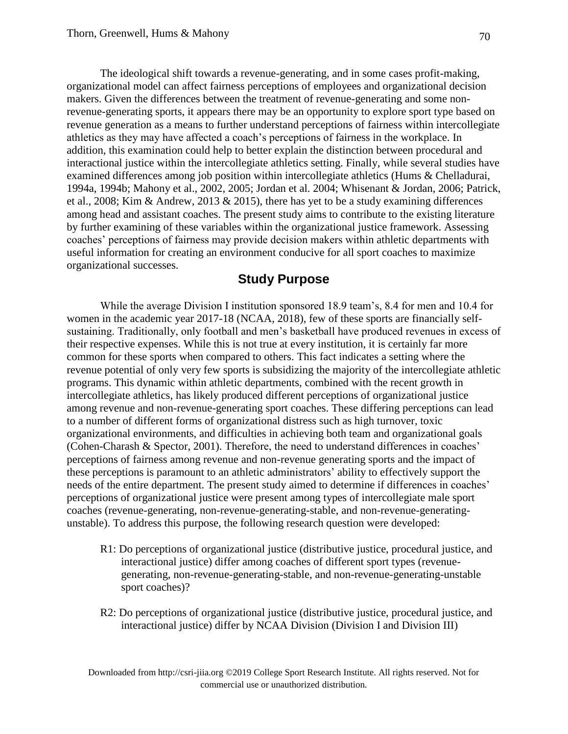The ideological shift towards a revenue-generating, and in some cases profit-making, organizational model can affect fairness perceptions of employees and organizational decision makers. Given the differences between the treatment of revenue-generating and some non-revenue-generating sports, it appears there may be an opportunity to explore sport type based on revenue generation as a means to further understand perceptions of fairness within intercollegiate athletics as they may have affected a coach's perceptions of fairness in the workplace. In addition, this examination could help to better explain the distinction between procedural and interactional justice within the intercollegiate athletics setting. Finally, while several studies have examined differences among job position within intercollegiate athletics (Hums & Chelladurai, 1994a, 1994b; Mahony et al., 2002, 2005; Jordan et al. 2004; Whisenant & Jordan, 2006; Patrick, et al., 2008; Kim & Andrew, 2013 & 2015), there has yet to be a study examining differences among head and assistant coaches. The present study aims to contribute to the existing literature by further examining of these variables within the organizational justice framework. Assessing coaches' perceptions of fairness may provide decision makers within athletic departments with useful information for creating an environment conducive for all sport coaches to maximize organizational successes.

## Study Purpose

While the average Division I institution sponsored 18.9 team's, 8.4 for men and 10.4 for women in the academic year 2017-18 (NCAA, 2018), few of these sports are financially self-sustaining. Traditionally, only football and men's basketball have produced revenues in excess of their respective expenses. While this is not true at every institution, it is certainly far more common for these sports when compared to others. This fact indicates a setting where the revenue potential of only very few sports is subsidizing the majority of the intercollegiate athletic programs. This dynamic within athletic departments, combined with the recent growth in intercollegiate athletics, has likely produced different perceptions of organizational justice among revenue and non-revenue-generating sport coaches. These differing perceptions can lead to a number of different forms of organizational distress such as high turnover, toxic organizational environments, and difficulties in achieving both team and organizational goals (Cohen-Charash & Spector, 2001). Therefore, the need to understand differences in coaches' perceptions of fairness among revenue and non-revenue generating sports and the impact of these perceptions is paramount to an athletic administrators' ability to effectively support the needs of the entire department. The present study aimed to determine if differences in coaches' perceptions of organizational justice were present among types of intercollegiate male sport coaches (revenue-generating, non-revenue-generating-stable, and non-revenue-generating-unstable). To address this purpose, the following research question were developed:

R1: Do perceptions of organizational justice (distributive justice, procedural justice, and interactional justice) differ among coaches of different sport types (revenue-generating, non-revenue-generating-stable, and non-revenue-generating-unstable sport coaches)?

R2: Do perceptions of organizational justice (distributive justice, procedural justice, and interactional justice) differ by NCAA Division (Division I and Division III)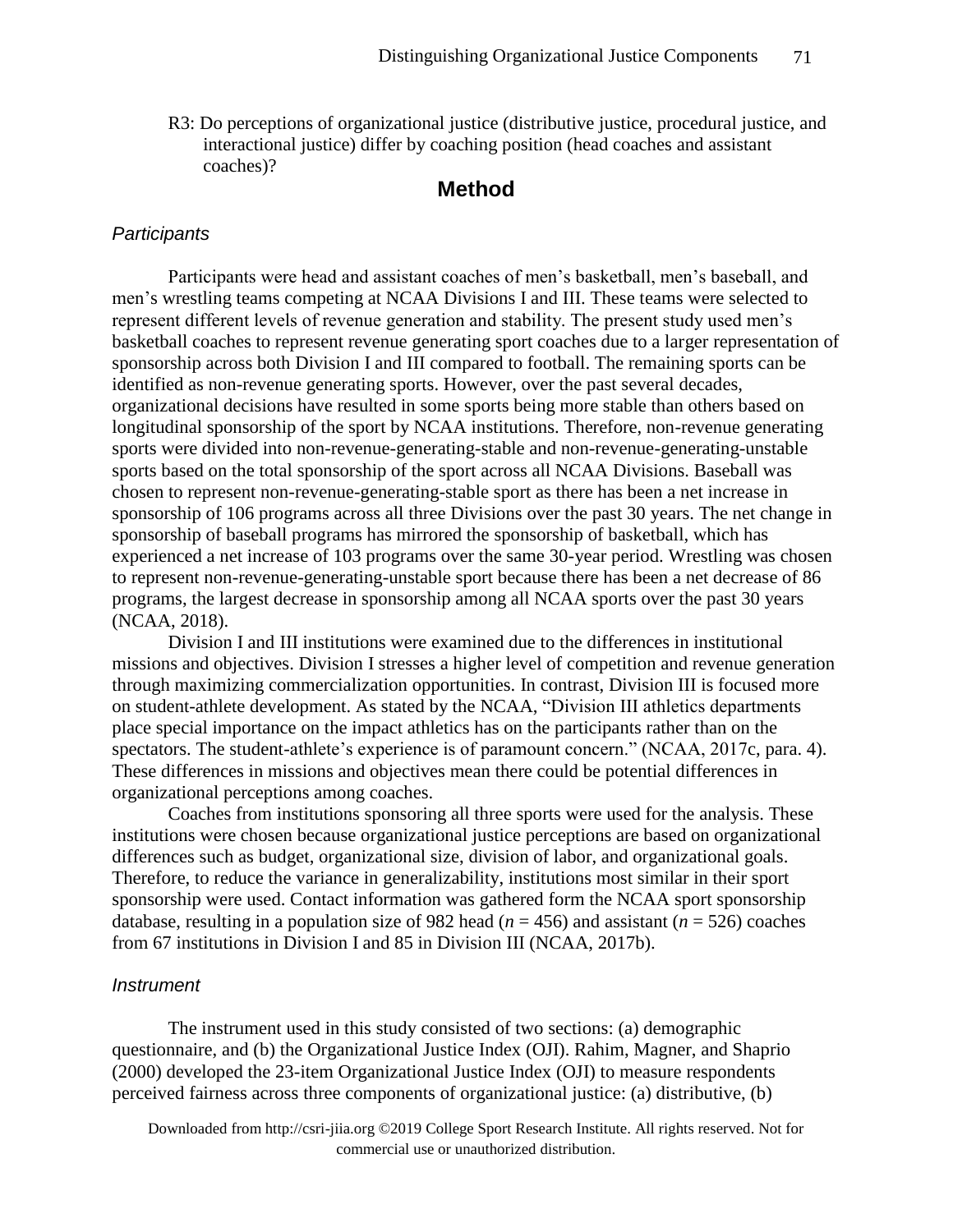R3: Do perceptions of organizational justice (distributive justice, procedural justice, and interactional justice) differ by coaching position (head coaches and assistant coaches)?

## Method

### *Participants*

Participants were head and assistant coaches of men's basketball, men's baseball, and men's wrestling teams competing at NCAA Divisions I and III. These teams were selected to represent different levels of revenue generation and stability. The present study used men's basketball coaches to represent revenue generating sport coaches due to a larger representation of sponsorship across both Division I and III compared to football. The remaining sports can be identified as non-revenue generating sports. However, over the past several decades, organizational decisions have resulted in some sports being more stable than others based on longitudinal sponsorship of the sport by NCAA institutions. Therefore, non-revenue generating sports were divided into non-revenue-generating-stable and non-revenue-generating-unstable sports based on the total sponsorship of the sport across all NCAA Divisions. Baseball was chosen to represent non-revenue-generating-stable sport as there has been a net increase in sponsorship of 106 programs across all three Divisions over the past 30 years. The net change in sponsorship of baseball programs has mirrored the sponsorship of basketball, which has experienced a net increase of 103 programs over the same 30-year period. Wrestling was chosen to represent non-revenue-generating-unstable sport because there has been a net decrease of 86 programs, the largest decrease in sponsorship among all NCAA sports over the past 30 years (NCAA, 2018).

Division I and III institutions were examined due to the differences in institutional missions and objectives. Division I stresses a higher level of competition and revenue generation through maximizing commercialization opportunities. In contrast, Division III is focused more on student-athlete development. As stated by the NCAA, "Division III athletics departments place special importance on the impact athletics has on the participants rather than on the spectators. The student-athlete's experience is of paramount concern." (NCAA, 2017c, para. 4). These differences in missions and objectives mean there could be potential differences in organizational perceptions among coaches.

Coaches from institutions sponsoring all three sports were used for the analysis. These institutions were chosen because organizational justice perceptions are based on organizational differences such as budget, organizational size, division of labor, and organizational goals. Therefore, to reduce the variance in generalizability, institutions most similar in their sport sponsorship were used. Contact information was gathered form the NCAA sport sponsorship database, resulting in a population size of 982 head ($n$ = 456) and assistant ($n$ = 526) coaches from 67 institutions in Division I and 85 in Division III (NCAA, 2017b).

### *Instrument*

The instrument used in this study consisted of two sections: (a) demographic questionnaire, and (b) the Organizational Justice Index (OJI). Rahim, Magner, and Shaprio (2000) developed the 23-item Organizational Justice Index (OJI) to measure respondents perceived fairness across three components of organizational justice: (a) distributive, (b)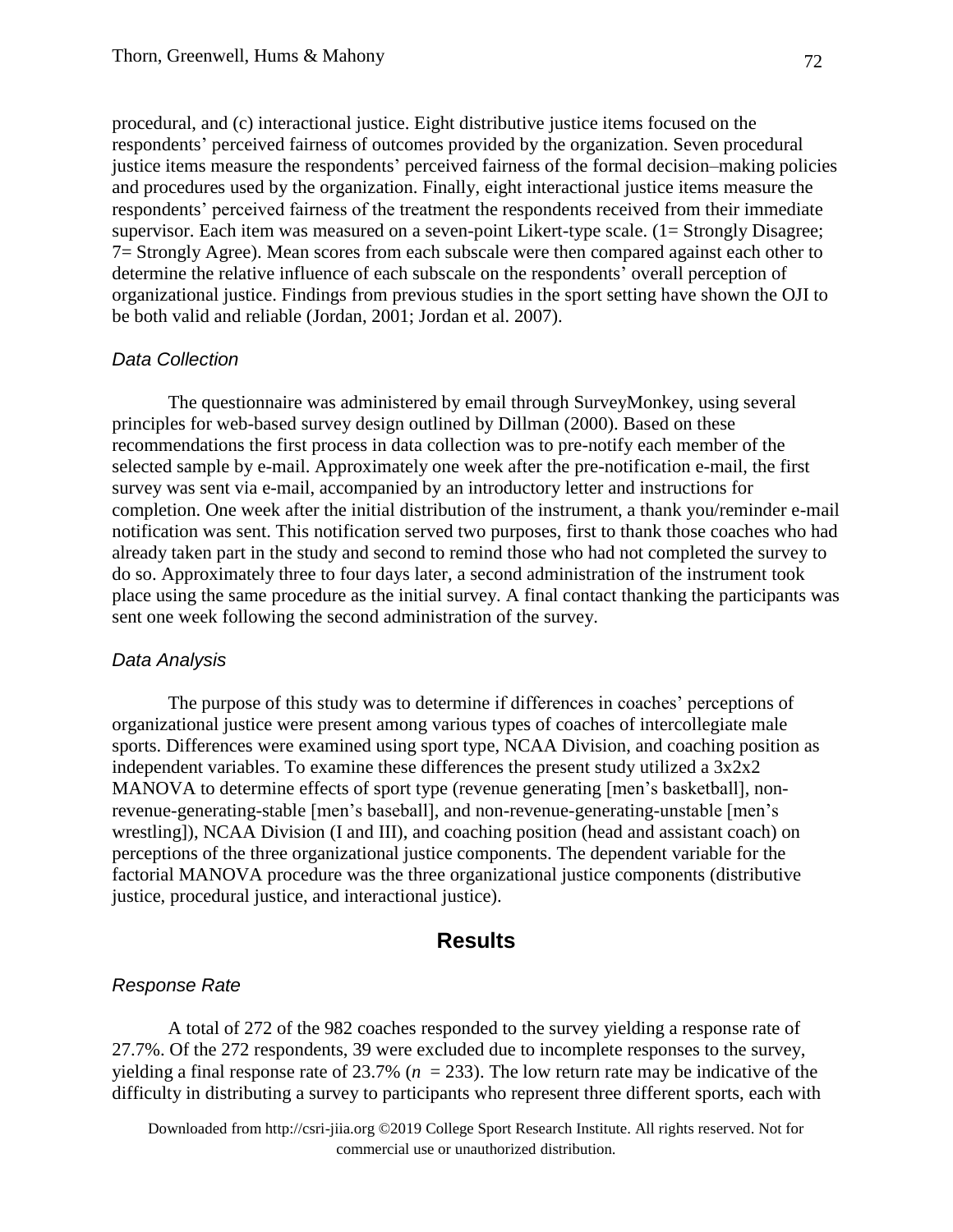procedural, and (c) interactional justice. Eight distributive justice items focused on the respondents' perceived fairness of outcomes provided by the organization. Seven procedural justice items measure the respondents' perceived fairness of the formal decision–making policies and procedures used by the organization. Finally, eight interactional justice items measure the respondents' perceived fairness of the treatment the respondents received from their immediate supervisor. Each item was measured on a seven-point Likert-type scale. (1= Strongly Disagree; 7= Strongly Agree). Mean scores from each subscale were then compared against each other to determine the relative influence of each subscale on the respondents' overall perception of organizational justice. Findings from previous studies in the sport setting have shown the OJI to be both valid and reliable (Jordan, 2001; Jordan et al. 2007).

### *Data Collection*

The questionnaire was administered by email through SurveyMonkey, using several principles for web-based survey design outlined by Dillman (2000). Based on these recommendations the first process in data collection was to pre-notify each member of the selected sample by e-mail. Approximately one week after the pre-notification e-mail, the first survey was sent via e-mail, accompanied by an introductory letter and instructions for completion. One week after the initial distribution of the instrument, a thank you/reminder e-mail notification was sent. This notification served two purposes, first to thank those coaches who had already taken part in the study and second to remind those who had not completed the survey to do so. Approximately three to four days later, a second administration of the instrument took place using the same procedure as the initial survey. A final contact thanking the participants was sent one week following the second administration of the survey.

### *Data Analysis*

The purpose of this study was to determine if differences in coaches' perceptions of organizational justice were present among various types of coaches of intercollegiate male sports. Differences were examined using sport type, NCAA Division, and coaching position as independent variables. To examine these differences the present study utilized a 3x2x2 MANOVA to determine effects of sport type (revenue generating [men's basketball], non-revenue-generating-stable [men's baseball], and non-revenue-generating-unstable [men's wrestling]), NCAA Division (I and III), and coaching position (head and assistant coach) on perceptions of the three organizational justice components. The dependent variable for the factorial MANOVA procedure was the three organizational justice components (distributive justice, procedural justice, and interactional justice).

## Results

### *Response Rate*

A total of 272 of the 982 coaches responded to the survey yielding a response rate of 27.7%. Of the 272 respondents, 39 were excluded due to incomplete responses to the survey, yielding a final response rate of 23.7% ($n$ = 233). The low return rate may be indicative of the difficulty in distributing a survey to participants who represent three different sports, each with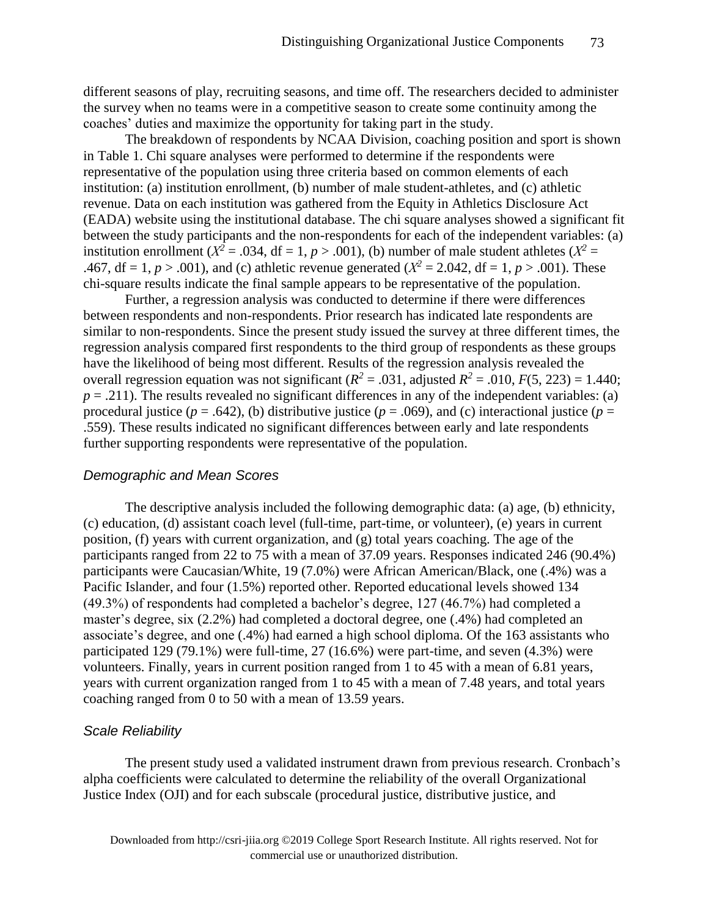different seasons of play, recruiting seasons, and time off. The researchers decided to administer the survey when no teams were in a competitive season to create some continuity among the coaches' duties and maximize the opportunity for taking part in the study.

The breakdown of respondents by NCAA Division, coaching position and sport is shown in Table 1. Chi square analyses were performed to determine if the respondents were representative of the population using three criteria based on common elements of each institution: (a) institution enrollment, (b) number of male student-athletes, and (c) athletic revenue. Data on each institution was gathered from the Equity in Athletics Disclosure Act (EADA) website using the institutional database. The chi square analyses showed a significant fit between the study participants and the non-respondents for each of the independent variables: (a) institution enrollment ($X^2$ = .034, df = 1, $p$ > .001), (b) number of male student athletes ($X^2$ = .467, df = 1, $p$ > .001), and (c) athletic revenue generated ($X^2$ = 2.042, df = 1, $p$ > .001). These chi-square results indicate the final sample appears to be representative of the population.

Further, a regression analysis was conducted to determine if there were differences between respondents and non-respondents. Prior research has indicated late respondents are similar to non-respondents. Since the present study issued the survey at three different times, the regression analysis compared first respondents to the third group of respondents as these groups have the likelihood of being most different. Results of the regression analysis revealed the overall regression equation was not significant ($R^2$ = .031, adjusted $R^2$ = .010, $F$(5, 223) = 1.440; $p$ = .211). The results revealed no significant differences in any of the independent variables: (a) procedural justice ($p$ = .642), (b) distributive justice ($p$ = .069), and (c) interactional justice ($p$ = .559). These results indicated no significant differences between early and late respondents further supporting respondents were representative of the population.

### *Demographic and Mean Scores*

The descriptive analysis included the following demographic data: (a) age, (b) ethnicity, (c) education, (d) assistant coach level (full-time, part-time, or volunteer), (e) years in current position, (f) years with current organization, and (g) total years coaching. The age of the participants ranged from 22 to 75 with a mean of 37.09 years. Responses indicated 246 (90.4%) participants were Caucasian/White, 19 (7.0%) were African American/Black, one (.4%) was a Pacific Islander, and four (1.5%) reported other. Reported educational levels showed 134 (49.3%) of respondents had completed a bachelor's degree, 127 (46.7%) had completed a master's degree, six (2.2%) had completed a doctoral degree, one (.4%) had completed an associate's degree, and one (.4%) had earned a high school diploma. Of the 163 assistants who participated 129 (79.1%) were full-time, 27 (16.6%) were part-time, and seven (4.3%) were volunteers. Finally, years in current position ranged from 1 to 45 with a mean of 6.81 years, years with current organization ranged from 1 to 45 with a mean of 7.48 years, and total years coaching ranged from 0 to 50 with a mean of 13.59 years.

### *Scale Reliability*

The present study used a validated instrument drawn from previous research. Cronbach's alpha coefficients were calculated to determine the reliability of the overall Organizational Justice Index (OJI) and for each subscale (procedural justice, distributive justice, and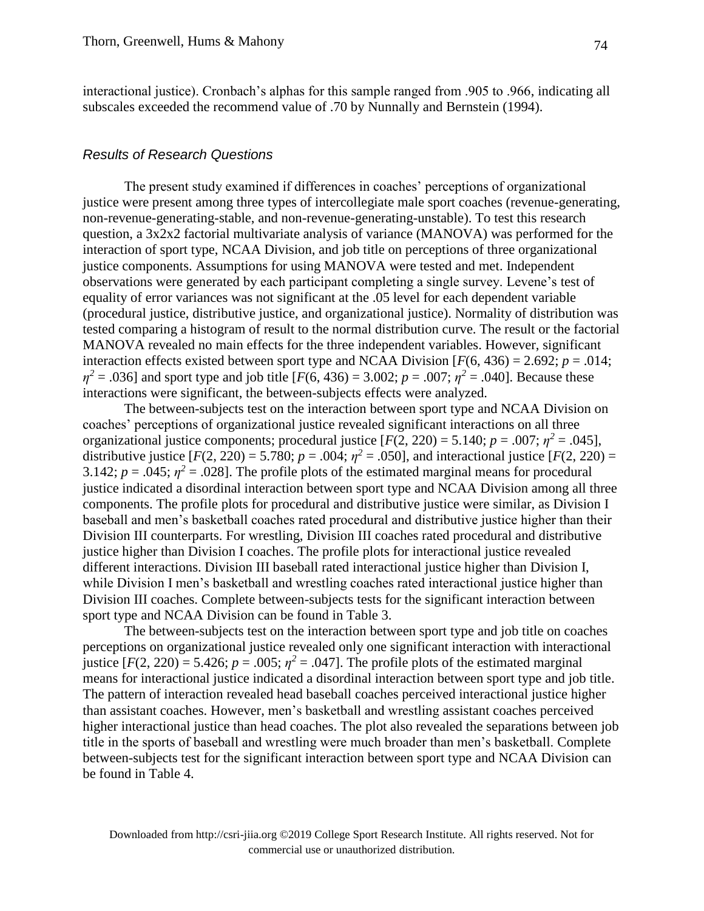interactional justice). Cronbach's alphas for this sample ranged from .905 to .966, indicating all subscales exceeded the recommend value of .70 by Nunnally and Bernstein (1994).

### *Results of Research Questions*

The present study examined if differences in coaches' perceptions of organizational justice were present among three types of intercollegiate male sport coaches (revenue-generating, non-revenue-generating-stable, and non-revenue-generating-unstable). To test this research question, a 3x2x2 factorial multivariate analysis of variance (MANOVA) was performed for the interaction of sport type, NCAA Division, and job title on perceptions of three organizational justice components. Assumptions for using MANOVA were tested and met. Independent observations were generated by each participant completing a single survey. Levene's test of equality of error variances was not significant at the .05 level for each dependent variable (procedural justice, distributive justice, and organizational justice). Normality of distribution was tested comparing a histogram of result to the normal distribution curve. The result or the factorial MANOVA revealed no main effects for the three independent variables. However, significant interaction effects existed between sport type and NCAA Division [$F(6, 436) = 2.692$; $p = .014$; $\eta^2 = .036$] and sport type and job title [$F(6, 436) = 3.002$; $p = .007$; $\eta^2 = .040$]. Because these interactions were significant, the between-subjects effects were analyzed.

The between-subjects test on the interaction between sport type and NCAA Division on coaches' perceptions of organizational justice revealed significant interactions on all three organizational justice components; procedural justice [$F(2, 220) = 5.140$; $p = .007$; $\eta^2 = .045$], distributive justice [$F(2, 220) = 5.780$; $p = .004$; $\eta^2 = .050$], and interactional justice [$F(2, 220) = 3.142$; $p = .045$; $\eta^2 = .028$]. The profile plots of the estimated marginal means for procedural justice indicated a disordinal interaction between sport type and NCAA Division among all three components. The profile plots for procedural and distributive justice were similar, as Division I baseball and men's basketball coaches rated procedural and distributive justice higher than their Division III counterparts. For wrestling, Division III coaches rated procedural and distributive justice higher than Division I coaches. The profile plots for interactional justice revealed different interactions. Division III baseball rated interactional justice higher than Division I, while Division I men's basketball and wrestling coaches rated interactional justice higher than Division III coaches. Complete between-subjects tests for the significant interaction between sport type and NCAA Division can be found in Table 3.

The between-subjects test on the interaction between sport type and job title on coaches perceptions on organizational justice revealed only one significant interaction with interactional justice [$F(2, 220) = 5.426$; $p = .005$; $\eta^2 = .047$]. The profile plots of the estimated marginal means for interactional justice indicated a disordinal interaction between sport type and job title. The pattern of interaction revealed head baseball coaches perceived interactional justice higher than assistant coaches. However, men's basketball and wrestling assistant coaches perceived higher interactional justice than head coaches. The plot also revealed the separations between job title in the sports of baseball and wrestling were much broader than men's basketball. Complete between-subjects test for the significant interaction between sport type and NCAA Division can be found in Table 4.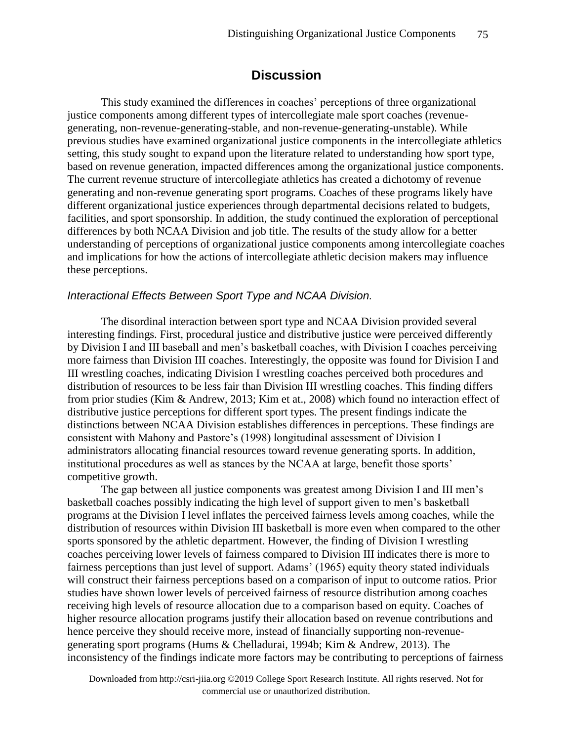## Discussion

This study examined the differences in coaches' perceptions of three organizational justice components among different types of intercollegiate male sport coaches (revenue-generating, non-revenue-generating-stable, and non-revenue-generating-unstable). While previous studies have examined organizational justice components in the intercollegiate athletics setting, this study sought to expand upon the literature related to understanding how sport type, based on revenue generation, impacted differences among the organizational justice components. The current revenue structure of intercollegiate athletics has created a dichotomy of revenue generating and non-revenue generating sport programs. Coaches of these programs likely have different organizational justice experiences through departmental decisions related to budgets, facilities, and sport sponsorship. In addition, the study continued the exploration of perceptional differences by both NCAA Division and job title. The results of the study allow for a better understanding of perceptions of organizational justice components among intercollegiate coaches and implications for how the actions of intercollegiate athletic decision makers may influence these perceptions.

### *Interactional Effects Between Sport Type and NCAA Division.*

The disordinal interaction between sport type and NCAA Division provided several interesting findings. First, procedural justice and distributive justice were perceived differently by Division I and III baseball and men's basketball coaches, with Division I coaches perceiving more fairness than Division III coaches. Interestingly, the opposite was found for Division I and III wrestling coaches, indicating Division I wrestling coaches perceived both procedures and distribution of resources to be less fair than Division III wrestling coaches. This finding differs from prior studies (Kim & Andrew, 2013; Kim et at., 2008) which found no interaction effect of distributive justice perceptions for different sport types. The present findings indicate the distinctions between NCAA Division establishes differences in perceptions. These findings are consistent with Mahony and Pastore's (1998) longitudinal assessment of Division I administrators allocating financial resources toward revenue generating sports. In addition, institutional procedures as well as stances by the NCAA at large, benefit those sports' competitive growth.

The gap between all justice components was greatest among Division I and III men's basketball coaches possibly indicating the high level of support given to men's basketball programs at the Division I level inflates the perceived fairness levels among coaches, while the distribution of resources within Division III basketball is more even when compared to the other sports sponsored by the athletic department. However, the finding of Division I wrestling coaches perceiving lower levels of fairness compared to Division III indicates there is more to fairness perceptions than just level of support. Adams' (1965) equity theory stated individuals will construct their fairness perceptions based on a comparison of input to outcome ratios. Prior studies have shown lower levels of perceived fairness of resource distribution among coaches receiving high levels of resource allocation due to a comparison based on equity. Coaches of higher resource allocation programs justify their allocation based on revenue contributions and hence perceive they should receive more, instead of financially supporting non-revenue-generating sport programs (Hums & Chelladurai, 1994b; Kim & Andrew, 2013). The inconsistency of the findings indicate more factors may be contributing to perceptions of fairness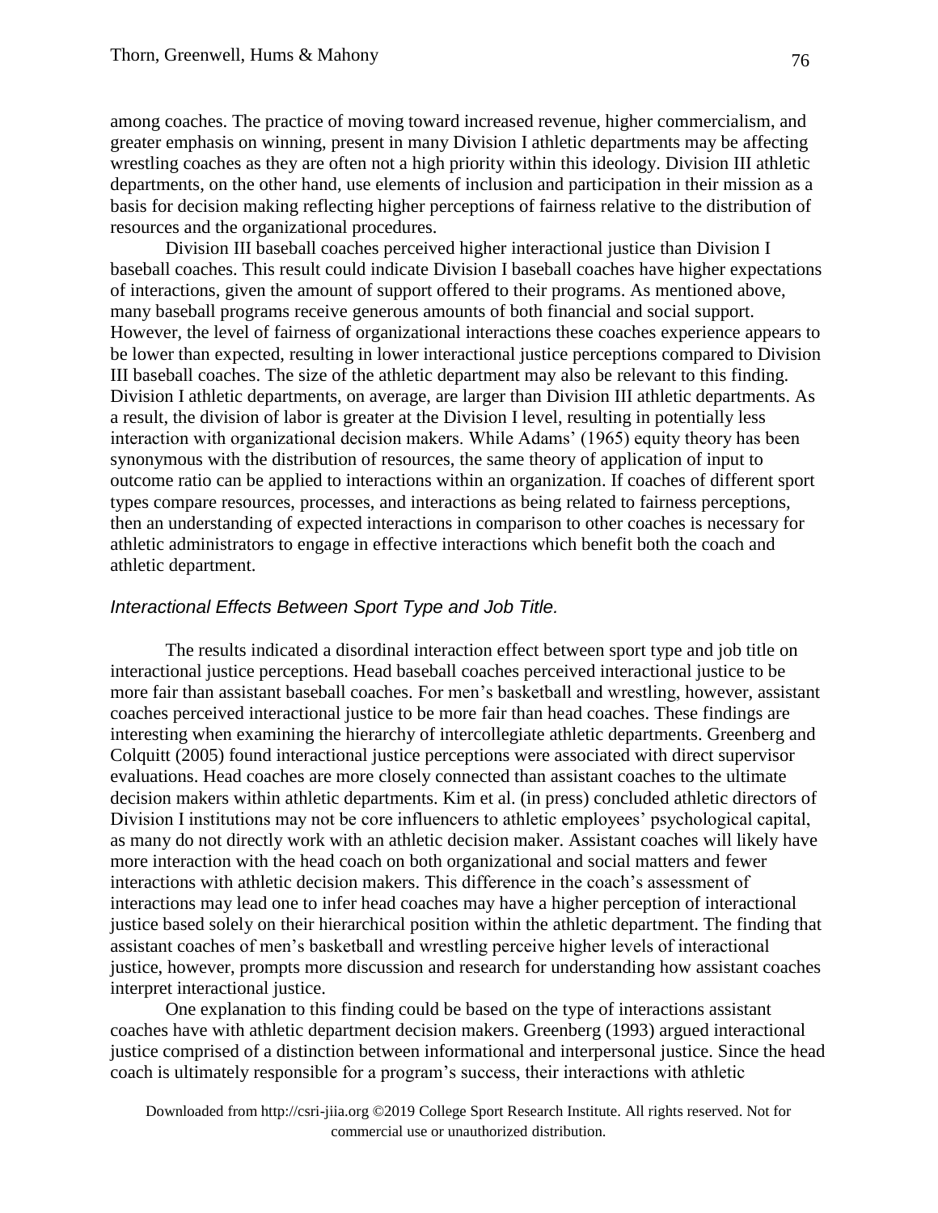among coaches. The practice of moving toward increased revenue, higher commercialism, and greater emphasis on winning, present in many Division I athletic departments may be affecting wrestling coaches as they are often not a high priority within this ideology. Division III athletic departments, on the other hand, use elements of inclusion and participation in their mission as a basis for decision making reflecting higher perceptions of fairness relative to the distribution of resources and the organizational procedures.

Division III baseball coaches perceived higher interactional justice than Division I baseball coaches. This result could indicate Division I baseball coaches have higher expectations of interactions, given the amount of support offered to their programs. As mentioned above, many baseball programs receive generous amounts of both financial and social support. However, the level of fairness of organizational interactions these coaches experience appears to be lower than expected, resulting in lower interactional justice perceptions compared to Division III baseball coaches. The size of the athletic department may also be relevant to this finding. Division I athletic departments, on average, are larger than Division III athletic departments. As a result, the division of labor is greater at the Division I level, resulting in potentially less interaction with organizational decision makers. While Adams' (1965) equity theory has been synonymous with the distribution of resources, the same theory of application of input to outcome ratio can be applied to interactions within an organization. If coaches of different sport types compare resources, processes, and interactions as being related to fairness perceptions, then an understanding of expected interactions in comparison to other coaches is necessary for athletic administrators to engage in effective interactions which benefit both the coach and athletic department.

### *Interactional Effects Between Sport Type and Job Title.*

The results indicated a disordinal interaction effect between sport type and job title on interactional justice perceptions. Head baseball coaches perceived interactional justice to be more fair than assistant baseball coaches. For men's basketball and wrestling, however, assistant coaches perceived interactional justice to be more fair than head coaches. These findings are interesting when examining the hierarchy of intercollegiate athletic departments. Greenberg and Colquitt (2005) found interactional justice perceptions were associated with direct supervisor evaluations. Head coaches are more closely connected than assistant coaches to the ultimate decision makers within athletic departments. Kim et al. (in press) concluded athletic directors of Division I institutions may not be core influencers to athletic employees' psychological capital, as many do not directly work with an athletic decision maker. Assistant coaches will likely have more interaction with the head coach on both organizational and social matters and fewer interactions with athletic decision makers. This difference in the coach's assessment of interactions may lead one to infer head coaches may have a higher perception of interactional justice based solely on their hierarchical position within the athletic department. The finding that assistant coaches of men's basketball and wrestling perceive higher levels of interactional justice, however, prompts more discussion and research for understanding how assistant coaches interpret interactional justice.

One explanation to this finding could be based on the type of interactions assistant coaches have with athletic department decision makers. Greenberg (1993) argued interactional justice comprised of a distinction between informational and interpersonal justice. Since the head coach is ultimately responsible for a program's success, their interactions with athletic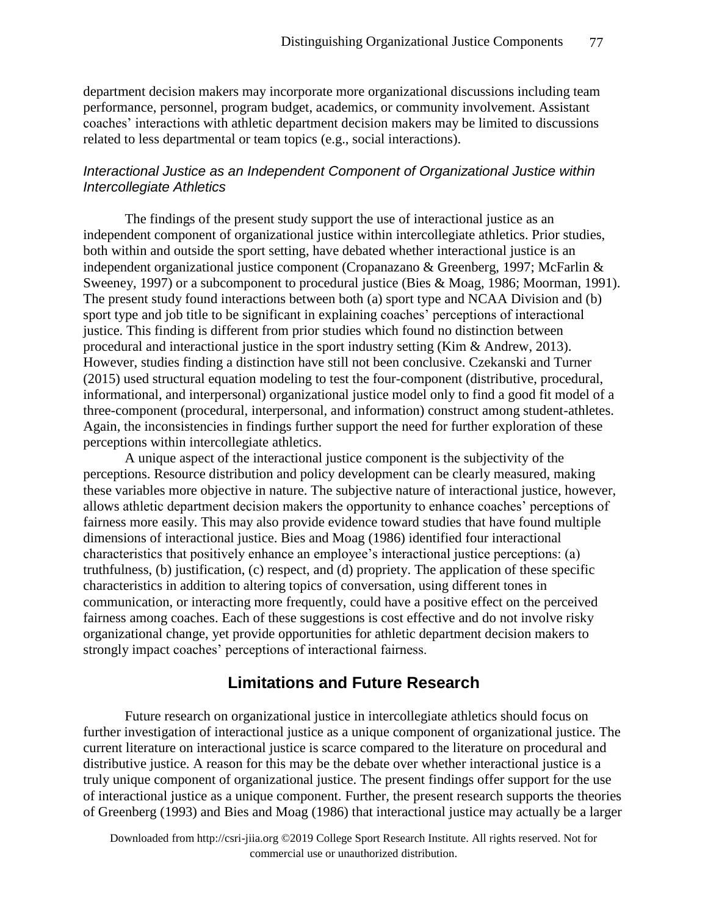department decision makers may incorporate more organizational discussions including team performance, personnel, program budget, academics, or community involvement. Assistant coaches' interactions with athletic department decision makers may be limited to discussions related to less departmental or team topics (e.g., social interactions).

### *Interactional Justice as an Independent Component of Organizational Justice within Intercollegiate Athletics*

The findings of the present study support the use of interactional justice as an independent component of organizational justice within intercollegiate athletics. Prior studies, both within and outside the sport setting, have debated whether interactional justice is an independent organizational justice component (Cropanazano & Greenberg, 1997; McFarlin & Sweeney, 1997) or a subcomponent to procedural justice (Bies & Moag, 1986; Moorman, 1991). The present study found interactions between both (a) sport type and NCAA Division and (b) sport type and job title to be significant in explaining coaches' perceptions of interactional justice. This finding is different from prior studies which found no distinction between procedural and interactional justice in the sport industry setting (Kim & Andrew, 2013). However, studies finding a distinction have still not been conclusive. Czekanski and Turner (2015) used structural equation modeling to test the four-component (distributive, procedural, informational, and interpersonal) organizational justice model only to find a good fit model of a three-component (procedural, interpersonal, and information) construct among student-athletes. Again, the inconsistencies in findings further support the need for further exploration of these perceptions within intercollegiate athletics.

A unique aspect of the interactional justice component is the subjectivity of the perceptions. Resource distribution and policy development can be clearly measured, making these variables more objective in nature. The subjective nature of interactional justice, however, allows athletic department decision makers the opportunity to enhance coaches' perceptions of fairness more easily. This may also provide evidence toward studies that have found multiple dimensions of interactional justice. Bies and Moag (1986) identified four interactional characteristics that positively enhance an employee's interactional justice perceptions: (a) truthfulness, (b) justification, (c) respect, and (d) propriety. The application of these specific characteristics in addition to altering topics of conversation, using different tones in communication, or interacting more frequently, could have a positive effect on the perceived fairness among coaches. Each of these suggestions is cost effective and do not involve risky organizational change, yet provide opportunities for athletic department decision makers to strongly impact coaches' perceptions of interactional fairness.

## Limitations and Future Research

Future research on organizational justice in intercollegiate athletics should focus on further investigation of interactional justice as a unique component of organizational justice. The current literature on interactional justice is scarce compared to the literature on procedural and distributive justice. A reason for this may be the debate over whether interactional justice is a truly unique component of organizational justice. The present findings offer support for the use of interactional justice as a unique component. Further, the present research supports the theories of Greenberg (1993) and Bies and Moag (1986) that interactional justice may actually be a larger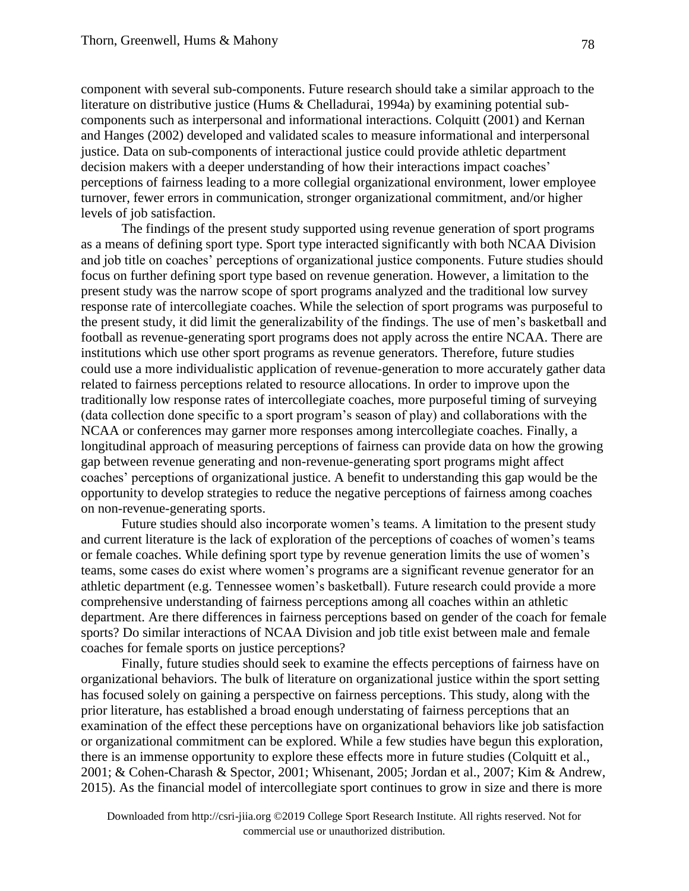component with several sub-components. Future research should take a similar approach to the literature on distributive justice (Hums & Chelladurai, 1994a) by examining potential sub-components such as interpersonal and informational interactions. Colquitt (2001) and Kernan and Hanges (2002) developed and validated scales to measure informational and interpersonal justice. Data on sub-components of interactional justice could provide athletic department decision makers with a deeper understanding of how their interactions impact coaches' perceptions of fairness leading to a more collegial organizational environment, lower employee turnover, fewer errors in communication, stronger organizational commitment, and/or higher levels of job satisfaction.

The findings of the present study supported using revenue generation of sport programs as a means of defining sport type. Sport type interacted significantly with both NCAA Division and job title on coaches' perceptions of organizational justice components. Future studies should focus on further defining sport type based on revenue generation. However, a limitation to the present study was the narrow scope of sport programs analyzed and the traditional low survey response rate of intercollegiate coaches. While the selection of sport programs was purposeful to the present study, it did limit the generalizability of the findings. The use of men's basketball and football as revenue-generating sport programs does not apply across the entire NCAA. There are institutions which use other sport programs as revenue generators. Therefore, future studies could use a more individualistic application of revenue-generation to more accurately gather data related to fairness perceptions related to resource allocations. In order to improve upon the traditionally low response rates of intercollegiate coaches, more purposeful timing of surveying (data collection done specific to a sport program's season of play) and collaborations with the NCAA or conferences may garner more responses among intercollegiate coaches. Finally, a longitudinal approach of measuring perceptions of fairness can provide data on how the growing gap between revenue generating and non-revenue-generating sport programs might affect coaches' perceptions of organizational justice. A benefit to understanding this gap would be the opportunity to develop strategies to reduce the negative perceptions of fairness among coaches on non-revenue-generating sports.

Future studies should also incorporate women's teams. A limitation to the present study and current literature is the lack of exploration of the perceptions of coaches of women's teams or female coaches. While defining sport type by revenue generation limits the use of women's teams, some cases do exist where women's programs are a significant revenue generator for an athletic department (e.g. Tennessee women's basketball). Future research could provide a more comprehensive understanding of fairness perceptions among all coaches within an athletic department. Are there differences in fairness perceptions based on gender of the coach for female sports? Do similar interactions of NCAA Division and job title exist between male and female coaches for female sports on justice perceptions?

Finally, future studies should seek to examine the effects perceptions of fairness have on organizational behaviors. The bulk of literature on organizational justice within the sport setting has focused solely on gaining a perspective on fairness perceptions. This study, along with the prior literature, has established a broad enough understating of fairness perceptions that an examination of the effect these perceptions have on organizational behaviors like job satisfaction or organizational commitment can be explored. While a few studies have begun this exploration, there is an immense opportunity to explore these effects more in future studies (Colquitt et al., 2001; & Cohen-Charash & Spector, 2001; Whisenant, 2005; Jordan et al., 2007; Kim & Andrew, 2015). As the financial model of intercollegiate sport continues to grow in size and there is more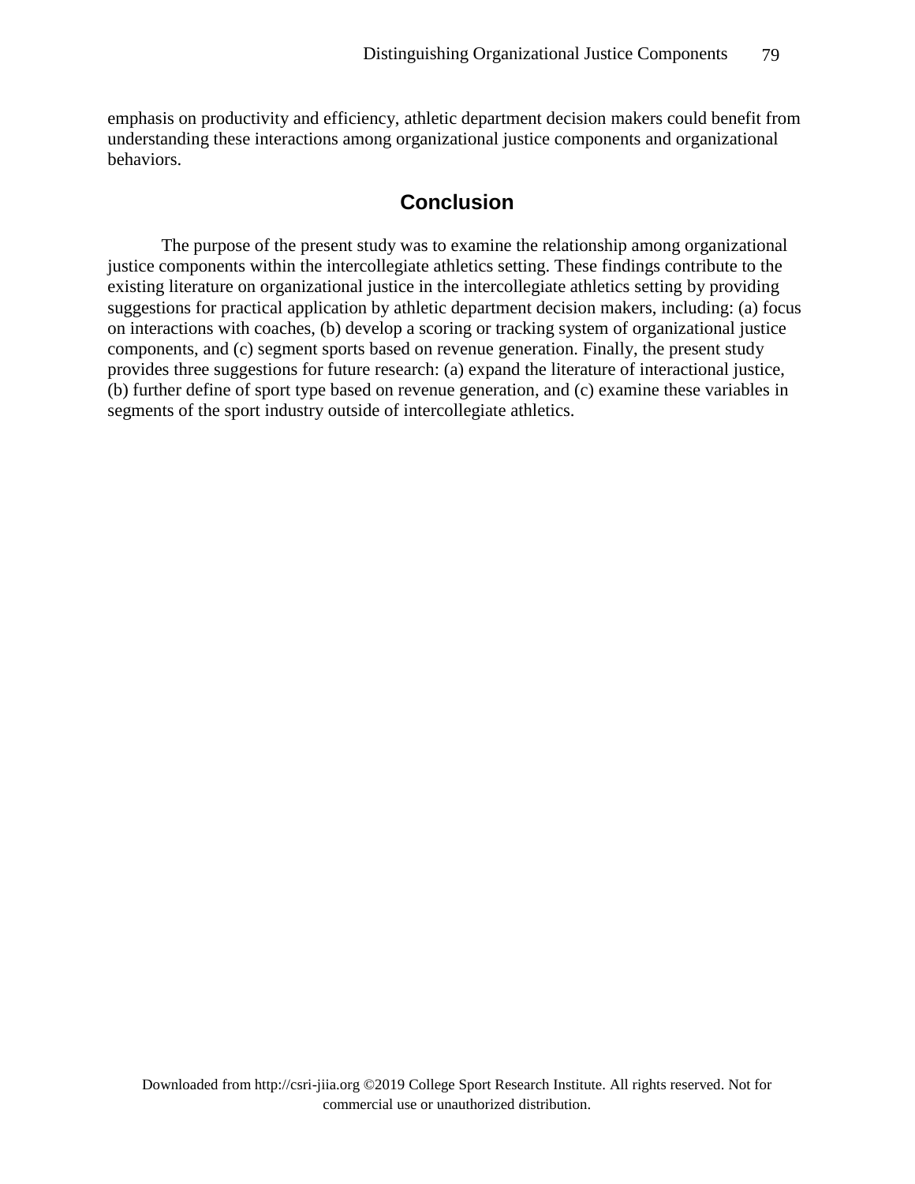emphasis on productivity and efficiency, athletic department decision makers could benefit from understanding these interactions among organizational justice components and organizational behaviors.

## Conclusion

The purpose of the present study was to examine the relationship among organizational justice components within the intercollegiate athletics setting. These findings contribute to the existing literature on organizational justice in the intercollegiate athletics setting by providing suggestions for practical application by athletic department decision makers, including: (a) focus on interactions with coaches, (b) develop a scoring or tracking system of organizational justice components, and (c) segment sports based on revenue generation. Finally, the present study provides three suggestions for future research: (a) expand the literature of interactional justice, (b) further define of sport type based on revenue generation, and (c) examine these variables in segments of the sport industry outside of intercollegiate athletics.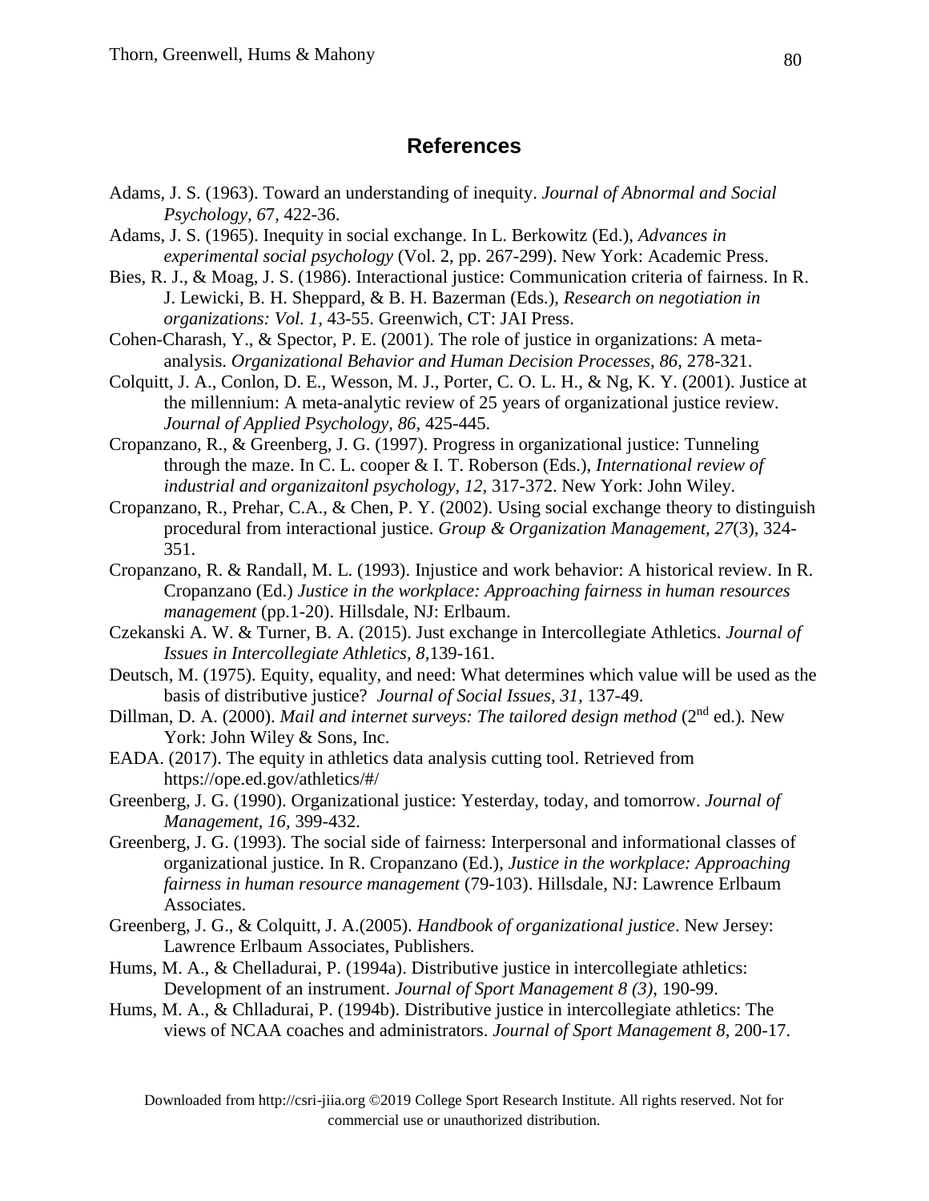## References

Adams, J. S. (1963). Toward an understanding of inequity. *Journal of Abnormal and Social Psychology, 6*7, 422-36.

Adams, J. S. (1965). Inequity in social exchange. In L. Berkowitz (Ed.), *Advances in experimental social psychology* (Vol. 2, pp. 267-299). New York: Academic Press.

Bies, R. J., & Moag, J. S. (1986). Interactional justice: Communication criteria of fairness. In R. J. Lewicki, B. H. Sheppard, & B. H. Bazerman (Eds.), *Research on negotiation in organizations: Vol. 1,* 43-55. Greenwich, CT: JAI Press.

Cohen-Charash, Y., & Spector, P. E. (2001). The role of justice in organizations: A meta-analysis. *Organizational Behavior and Human Decision Processes, 86,* 278-321.

Colquitt, J. A., Conlon, D. E., Wesson, M. J., Porter, C. O. L. H., & Ng, K. Y. (2001). Justice at the millennium: A meta-analytic review of 25 years of organizational justice review. *Journal of Applied Psychology, 86,* 425-445.

Cropanzano, R., & Greenberg, J. G. (1997). Progress in organizational justice: Tunneling through the maze. In C. L. cooper & I. T. Roberson (Eds.), *International review of industrial and organizaitonl psychology, 12,* 317-372. New York: John Wiley.

Cropanzano, R., Prehar, C.A., & Chen, P. Y. (2002). Using social exchange theory to distinguish procedural from interactional justice. *Group & Organization Management, 27*(3), 324-351.

Cropanzano, R. & Randall, M. L. (1993). Injustice and work behavior: A historical review. In R. Cropanzano (Ed.) *Justice in the workplace: Approaching fairness in human resources management* (pp.1-20). Hillsdale, NJ: Erlbaum.

Czekanski A. W. & Turner, B. A. (2015). Just exchange in Intercollegiate Athletics. *Journal of Issues in Intercollegiate Athletics, 8,*139-161.

Deutsch, M. (1975). Equity, equality, and need: What determines which value will be used as the basis of distributive justice? *Journal of Social Issues, 31,* 137-49.

Dillman, D. A. (2000). *Mail and internet surveys: The tailored design method* (2nd ed.)*.* New York: John Wiley & Sons, Inc.

EADA. (2017). The equity in athletics data analysis cutting tool. Retrieved from https://ope.ed.gov/athletics/#/

Greenberg, J. G. (1990). Organizational justice: Yesterday, today, and tomorrow. *Journal of Management, 16,* 399-432.

Greenberg, J. G. (1993). The social side of fairness: Interpersonal and informational classes of organizational justice. In R. Cropanzano (Ed.), *Justice in the workplace: Approaching fairness in human resource management* (79-103). Hillsdale, NJ: Lawrence Erlbaum Associates.

Greenberg, J. G., & Colquitt, J. A.(2005). *Handbook of organizational justice*. New Jersey: Lawrence Erlbaum Associates, Publishers.

Hums, M. A., & Chelladurai, P. (1994a). Distributive justice in intercollegiate athletics: Development of an instrument. *Journal of Sport Management 8 (3)*, 190-99.

Hums, M. A., & Chlladurai, P. (1994b). Distributive justice in intercollegiate athletics: The views of NCAA coaches and administrators. *Journal of Sport Management 8*, 200-17.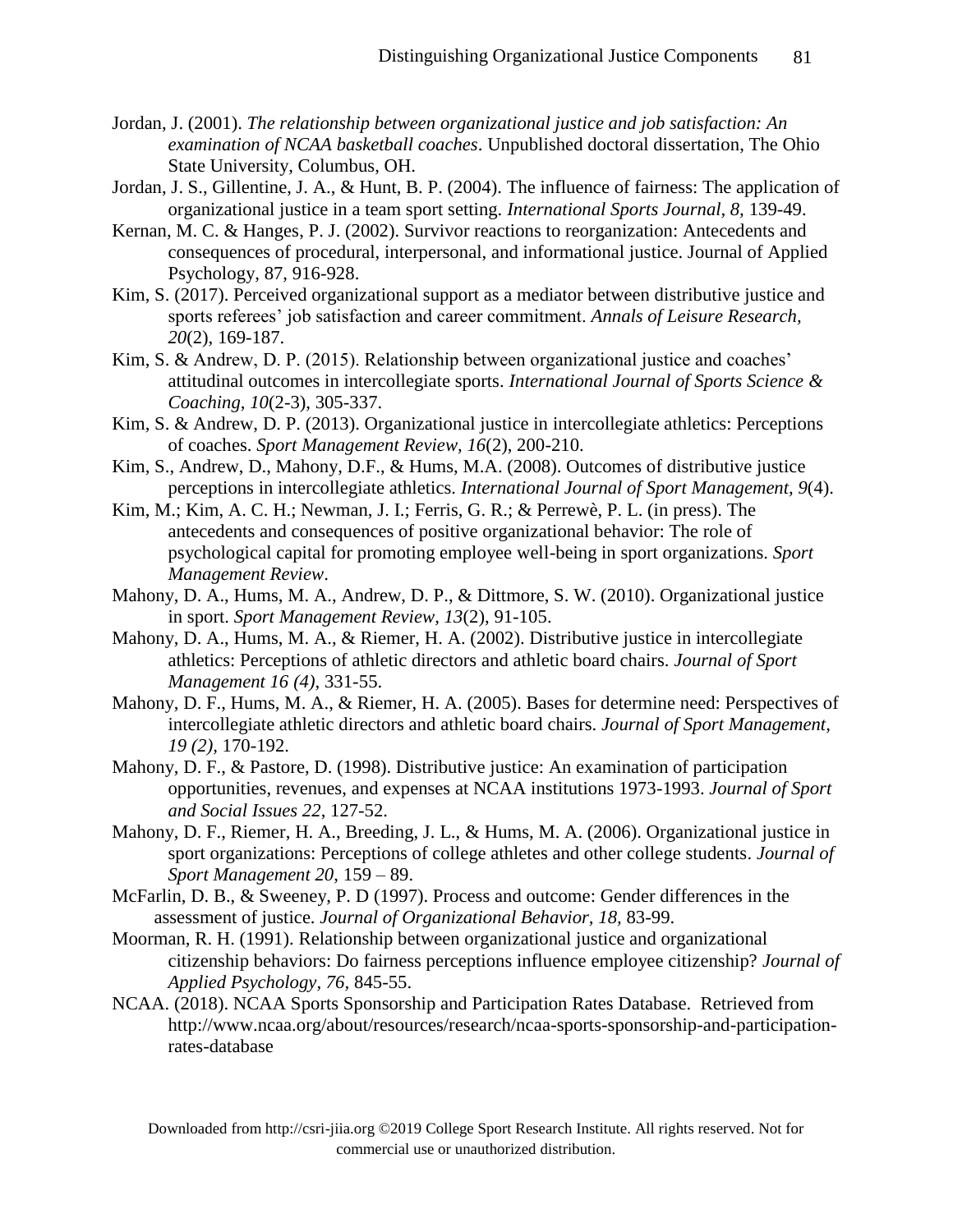Jordan, J. (2001). *The relationship between organizational justice and job satisfaction: An examination of NCAA basketball coaches*. Unpublished doctoral dissertation, The Ohio State University, Columbus, OH.

Jordan, J. S., Gillentine, J. A., & Hunt, B. P. (2004). The influence of fairness: The application of organizational justice in a team sport setting. *International Sports Journal, 8,* 139-49.

Kernan, M. C. & Hanges, P. J. (2002). Survivor reactions to reorganization: Antecedents and consequences of procedural, interpersonal, and informational justice. Journal of Applied Psychology, 87, 916-928.

Kim, S. (2017). Perceived organizational support as a mediator between distributive justice and sports referees' job satisfaction and career commitment. *Annals of Leisure Research, 20*(2), 169-187.

Kim, S. & Andrew, D. P. (2015). Relationship between organizational justice and coaches' attitudinal outcomes in intercollegiate sports. *International Journal of Sports Science & Coaching, 10*(2-3), 305-337.

Kim, S. & Andrew, D. P. (2013). Organizational justice in intercollegiate athletics: Perceptions of coaches. *Sport Management Review, 16*(2), 200-210.

Kim, S., Andrew, D., Mahony, D.F., & Hums, M.A. (2008). Outcomes of distributive justice perceptions in intercollegiate athletics. *International Journal of Sport Management, 9*(4).

Kim, M.; Kim, A. C. H.; Newman, J. I.; Ferris, G. R.; & Perrewè, P. L. (in press). The antecedents and consequences of positive organizational behavior: The role of psychological capital for promoting employee well-being in sport organizations. *Sport Management Review*.

Mahony, D. A., Hums, M. A., Andrew, D. P., & Dittmore, S. W. (2010). Organizational justice in sport. *Sport Management Review, 13*(2), 91-105.

Mahony, D. A., Hums, M. A., & Riemer, H. A. (2002). Distributive justice in intercollegiate athletics: Perceptions of athletic directors and athletic board chairs. *Journal of Sport Management 16 (4)*, 331-55.

Mahony, D. F., Hums, M. A., & Riemer, H. A. (2005). Bases for determine need: Perspectives of intercollegiate athletic directors and athletic board chairs. *Journal of Sport Management, 19 (2),* 170-192.

Mahony, D. F., & Pastore, D. (1998). Distributive justice: An examination of participation opportunities, revenues, and expenses at NCAA institutions 1973-1993. *Journal of Sport and Social Issues 22*, 127-52.

Mahony, D. F., Riemer, H. A., Breeding, J. L., & Hums, M. A. (2006). Organizational justice in sport organizations: Perceptions of college athletes and other college students. *Journal of Sport Management 20*, 159 – 89.

McFarlin, D. B., & Sweeney, P. D (1997). Process and outcome: Gender differences in the assessment of justice. *Journal of Organizational Behavior, 18,* 83-99.

Moorman, R. H. (1991). Relationship between organizational justice and organizational citizenship behaviors: Do fairness perceptions influence employee citizenship? *Journal of Applied Psychology, 76,* 845-55.

NCAA. (2018). NCAA Sports Sponsorship and Participation Rates Database. Retrieved from http://www.ncaa.org/about/resources/research/ncaa-sports-sponsorship-and-participation-rates-database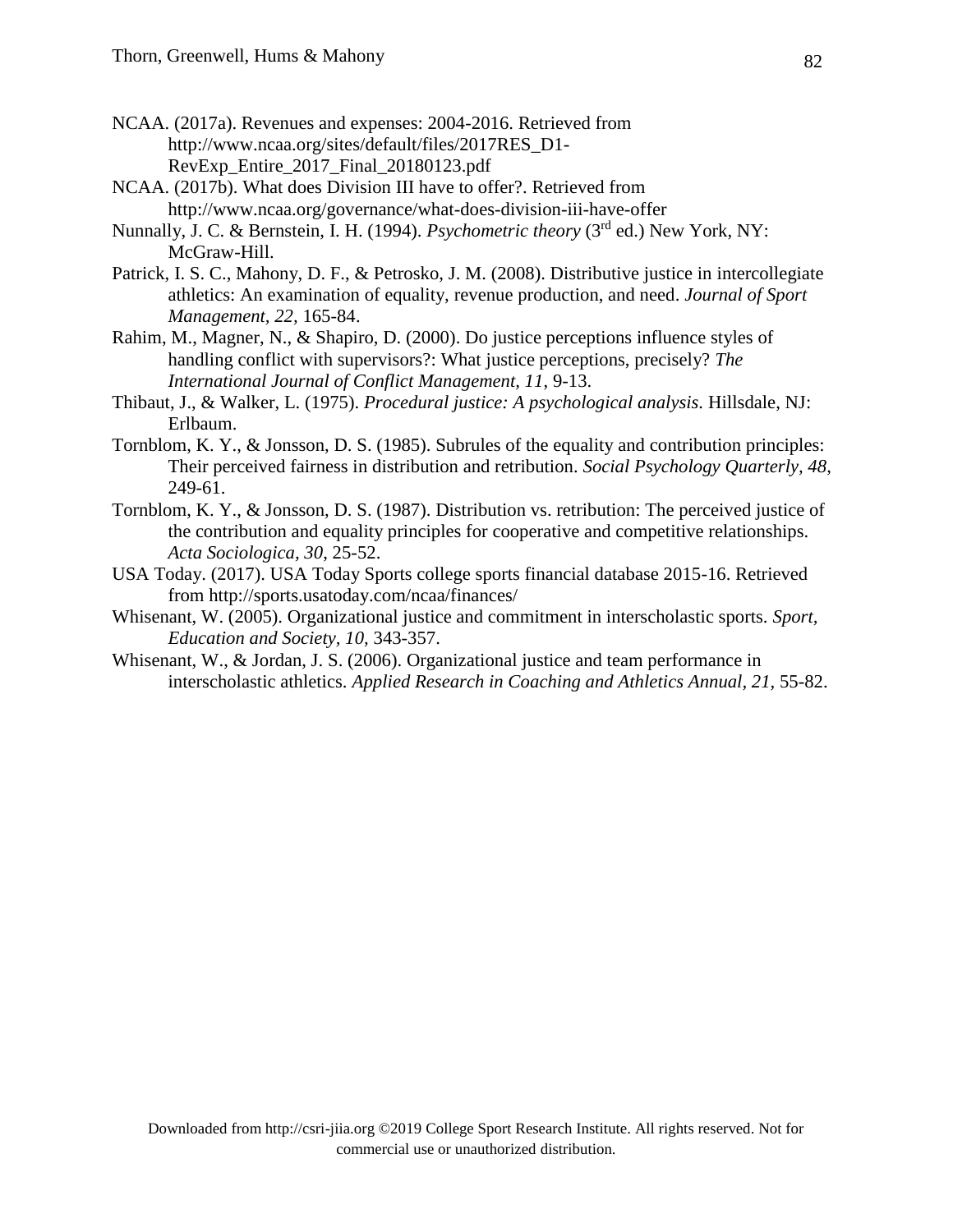NCAA. (2017a). Revenues and expenses: 2004-2016. Retrieved from http://www.ncaa.org/sites/default/files/2017RES_D1-RevExp_Entire_2017_Final_20180123.pdf

NCAA. (2017b). What does Division III have to offer?. Retrieved from http://www.ncaa.org/governance/what-does-division-iii-have-offer

Nunnally, J. C. & Bernstein, I. H. (1994). *Psychometric theory* (3rd ed.) New York, NY: McGraw-Hill.

Patrick, I. S. C., Mahony, D. F., & Petrosko, J. M. (2008). Distributive justice in intercollegiate athletics: An examination of equality, revenue production, and need. *Journal of Sport Management, 22,* 165-84.

Rahim, M., Magner, N., & Shapiro, D. (2000). Do justice perceptions influence styles of handling conflict with supervisors?: What justice perceptions, precisely? *The International Journal of Conflict Management, 11*, 9-13.

Thibaut, J., & Walker, L. (1975). *Procedural justice: A psychological analysis*. Hillsdale, NJ: Erlbaum.

Tornblom, K. Y., & Jonsson, D. S. (1985). Subrules of the equality and contribution principles: Their perceived fairness in distribution and retribution. *Social Psychology Quarterly, 48*, 249-61.

Tornblom, K. Y., & Jonsson, D. S. (1987). Distribution vs. retribution: The perceived justice of the contribution and equality principles for cooperative and competitive relationships. *Acta Sociologica, 30*, 25-52.

USA Today. (2017). USA Today Sports college sports financial database 2015-16. Retrieved from http://sports.usatoday.com/ncaa/finances/

Whisenant, W. (2005). Organizational justice and commitment in interscholastic sports. *Sport, Education and Society, 10*, 343-357.

Whisenant, W., & Jordan, J. S. (2006). Organizational justice and team performance in interscholastic athletics. *Applied Research in Coaching and Athletics Annual, 21*, 55-82.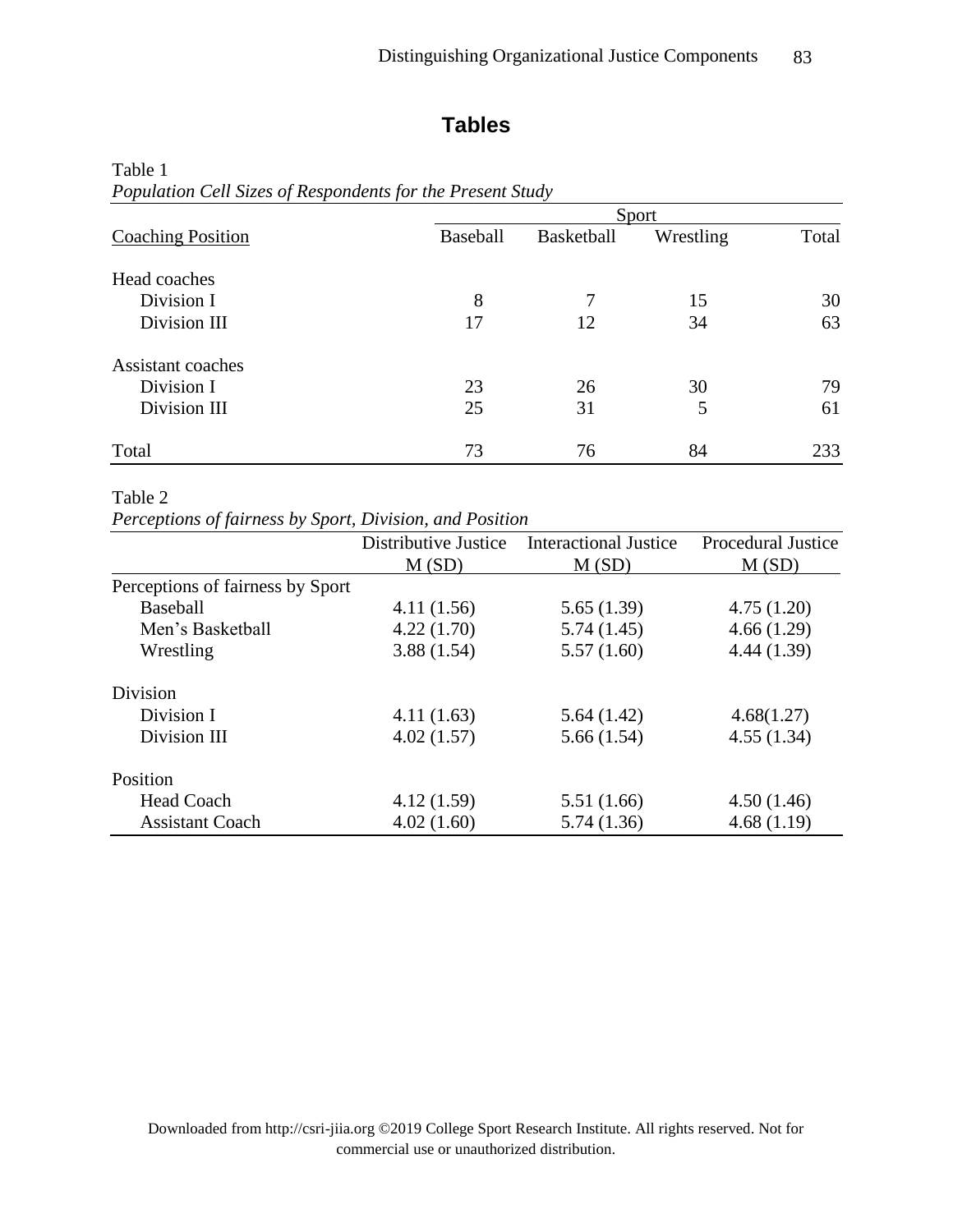# Tables

Table 1
*Population Cell Sizes of Respondents for the Present Study*

| Coaching Position | Sport | | | |
|---|---|---|---|---|
| | Baseball | Basketball | Wrestling | Total |
| Head coaches | | | | |
| Division I | 8 | 7 | 15 | 30 |
| Division III | 17 | 12 | 34 | 63 |
| Assistant coaches | | | | |
| Division I | 23 | 26 | 30 | 79 |
| Division III | 25 | 31 | 5 | 61 |
| Total | 73 | 76 | 84 | 233 |

Table 2
*Perceptions of fairness by Sport, Division, and Position*

| | Distributive Justice M (SD) | Interactional Justice M (SD) | Procedural Justice M (SD) |
|---|---|---|---|
| Perceptions of fairness by Sport | | | |
| Baseball | 4.11 (1.56) | 5.65 (1.39) | 4.75 (1.20) |
| Men's Basketball | 4.22 (1.70) | 5.74 (1.45) | 4.66 (1.29) |
| Wrestling | 3.88 (1.54) | 5.57 (1.60) | 4.44 (1.39) |
| Division | | | |
| Division I | 4.11 (1.63) | 5.64 (1.42) | 4.68(1.27) |
| Division III | 4.02 (1.57) | 5.66 (1.54) | 4.55 (1.34) |
| Position | | | |
| Head Coach | 4.12 (1.59) | 5.51 (1.66) | 4.50 (1.46) |
| Assistant Coach | 4.02 (1.60) | 5.74 (1.36) | 4.68 (1.19) |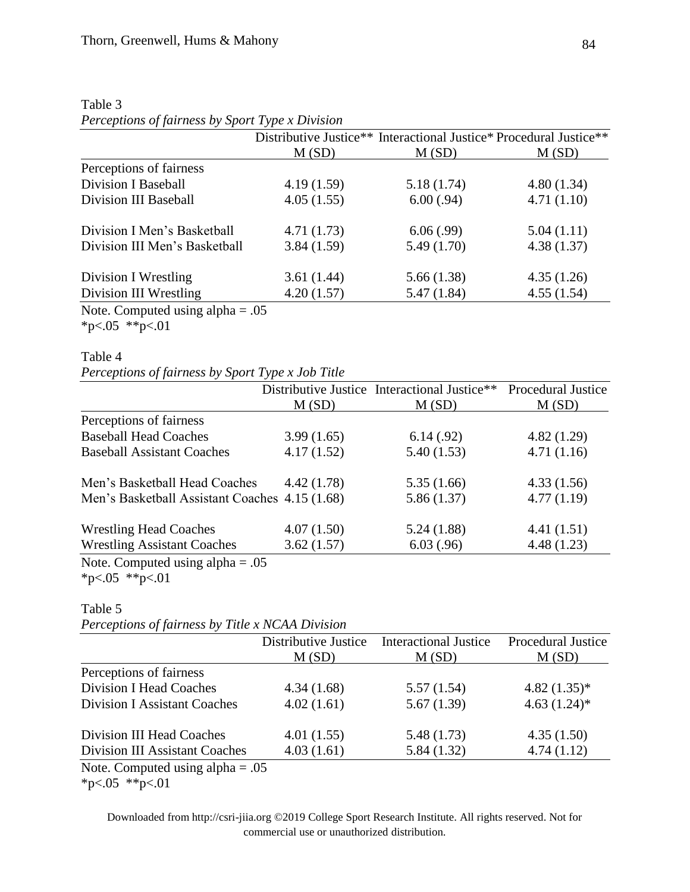Table 3
*Perceptions of fairness by Sport Type x Division*

| | Distributive Justice** | Interactional Justice* | Procedural Justice** |
|---|---|---|---|
| | M (SD) | M (SD) | M (SD) |
| Perceptions of fairness | | | |
| Division I Baseball | 4.19 (1.59) | 5.18 (1.74) | 4.80 (1.34) |
| Division III Baseball | 4.05 (1.55) | 6.00 (.94) | 4.71 (1.10) |
| Division I Men's Basketball | 4.71 (1.73) | 6.06 (.99) | 5.04 (1.11) |
| Division III Men's Basketball | 3.84 (1.59) | 5.49 (1.70) | 4.38 (1.37) |
| Division I Wrestling | 3.61 (1.44) | 5.66 (1.38) | 4.35 (1.26) |
| Division III Wrestling | 4.20 (1.57) | 5.47 (1.84) | 4.55 (1.54) |

Note. Computed using alpha = .05
*p<.05 **p<.01

Table 4
*Perceptions of fairness by Sport Type x Job Title*

| | Distributive Justice | Interactional Justice** | Procedural Justice |
|---|---|---|---|
| | M (SD) | M (SD) | M (SD) |
| Perceptions of fairness | | | |
| Baseball Head Coaches | 3.99 (1.65) | 6.14 (.92) | 4.82 (1.29) |
| Baseball Assistant Coaches | 4.17 (1.52) | 5.40 (1.53) | 4.71 (1.16) |
| Men's Basketball Head Coaches | 4.42 (1.78) | 5.35 (1.66) | 4.33 (1.56) |
| Men's Basketball Assistant Coaches | 4.15 (1.68) | 5.86 (1.37) | 4.77 (1.19) |
| Wrestling Head Coaches | 4.07 (1.50) | 5.24 (1.88) | 4.41 (1.51) |
| Wrestling Assistant Coaches | 3.62 (1.57) | 6.03 (.96) | 4.48 (1.23) |

Note. Computed using alpha = .05
*p<.05 **p<.01

Table 5
*Perceptions of fairness by Title x NCAA Division*

| | Distributive Justice | Interactional Justice | Procedural Justice |
|---|---|---|---|
| | M (SD) | M (SD) | M (SD) |
| Perceptions of fairness | | | |
| Division I Head Coaches | 4.34 (1.68) | 5.57 (1.54) | 4.82 (1.35)* |
| Division I Assistant Coaches | 4.02 (1.61) | 5.67 (1.39) | 4.63 (1.24)* |
| Division III Head Coaches | 4.01 (1.55) | 5.48 (1.73) | 4.35 (1.50) |
| Division III Assistant Coaches | 4.03 (1.61) | 5.84 (1.32) | 4.74 (1.12) |

Note. Computed using alpha = .05
*p<.05 **p<.01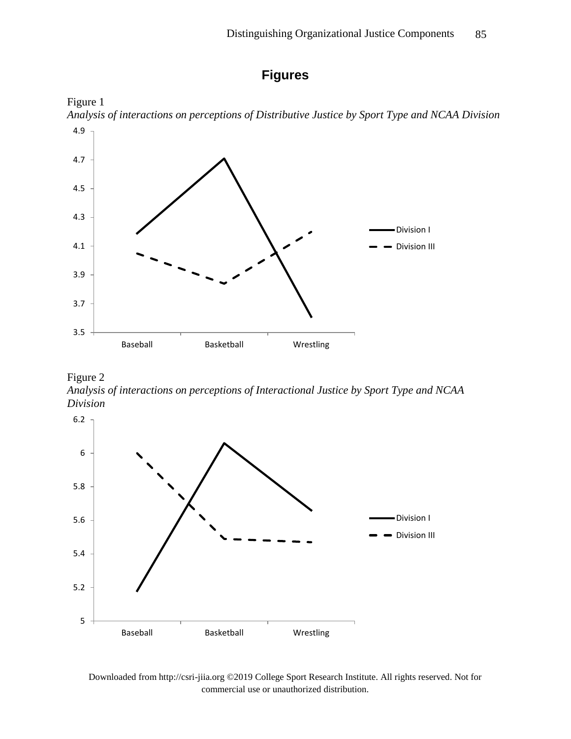## Figures

Figure 1

*Analysis of interactions on perceptions of Distributive Justice by Sport Type and NCAA Division*

Figure 2

*Analysis of interactions on perceptions of Interactional Justice by Sport Type and NCAA Division*

Downloaded from http://csri-jiia.org ©2019 College Sport Research Institute. All rights reserved. Not for commercial use or unauthorized distribution.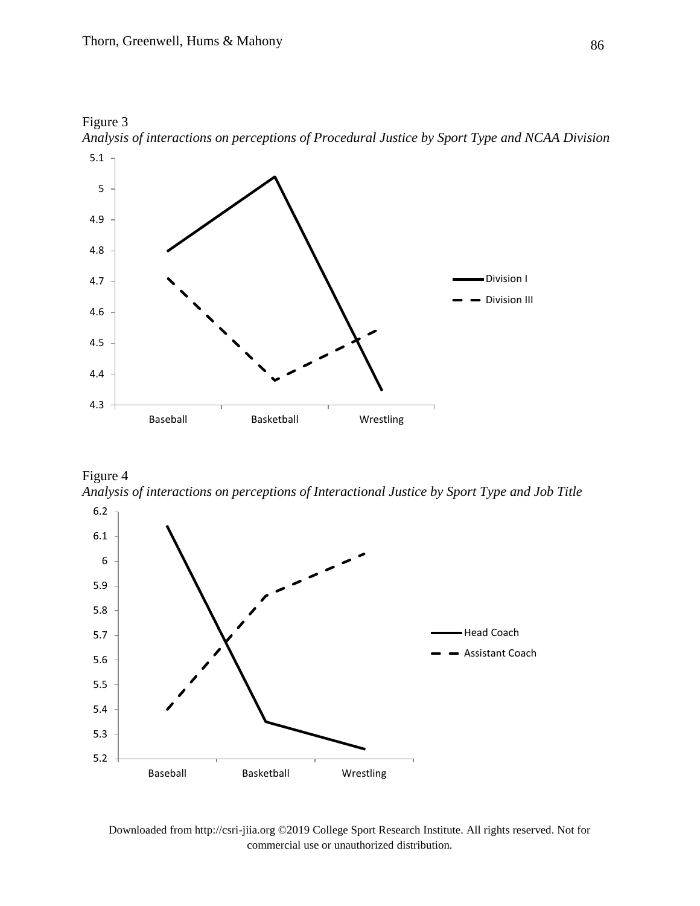Figure 3

*Analysis of interactions on perceptions of Procedural Justice by Sport Type and NCAA Division*

5.1
5
4.9
4.8
4.7
4.6
4.5
4.4
4.3

Baseball
Basketball
Wrestling

Division I
Division III

Figure 4

*Analysis of interactions on perceptions of Interactional Justice by Sport Type and Job Title*

6.2
6.1
6
5.9
5.8
5.7
5.6
5.5
5.4
5.3
5.2

Baseball
Basketball
Wrestling

Head Coach
Assistant Coach

Downloaded from http://csri-jiia.org ©2019 College Sport Research Institute. All rights reserved. Not for commercial use or unauthorized distribution.